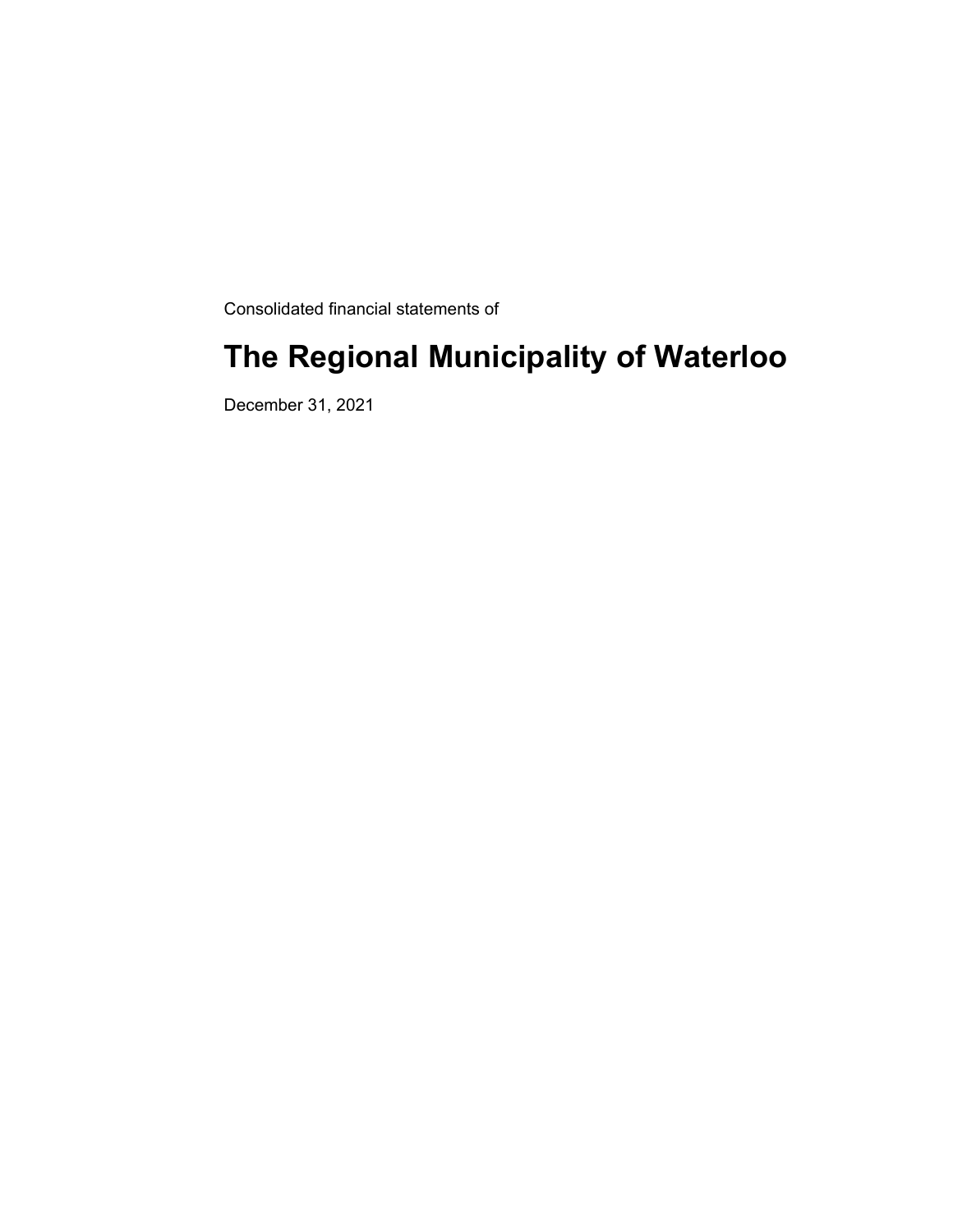Consolidated financial statements of

# The Regional Municipality of Waterloo

December 31, 2021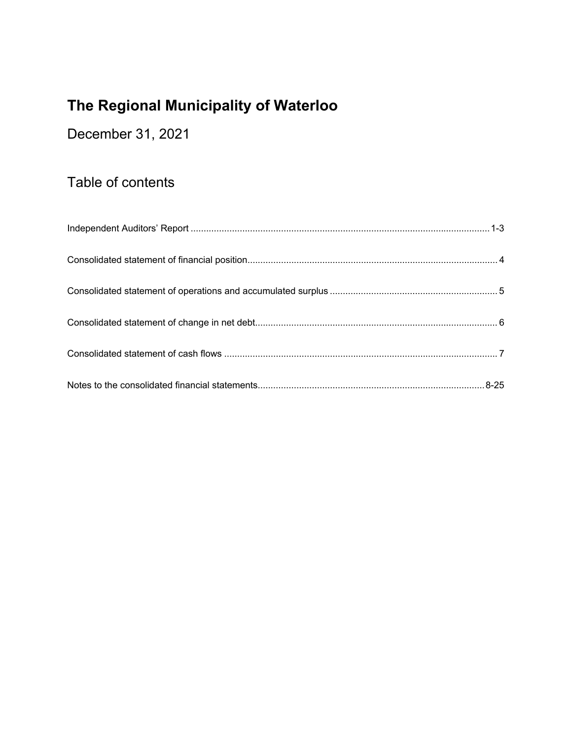# The Regional Municipality of Waterloo

December 31, 2021

## Table of contents

Independent Auditors' Report ........................................................................................................ 1-3

Consolidated statement of financial position................................................................................ 4

Consolidated statement of operations and accumulated surplus ................................................ 5

Consolidated statement of change in net debt............................................................................ 6

Consolidated statement of cash flows ........................................................................................ 7

Notes to the consolidated financial statements....................................................................... 8-25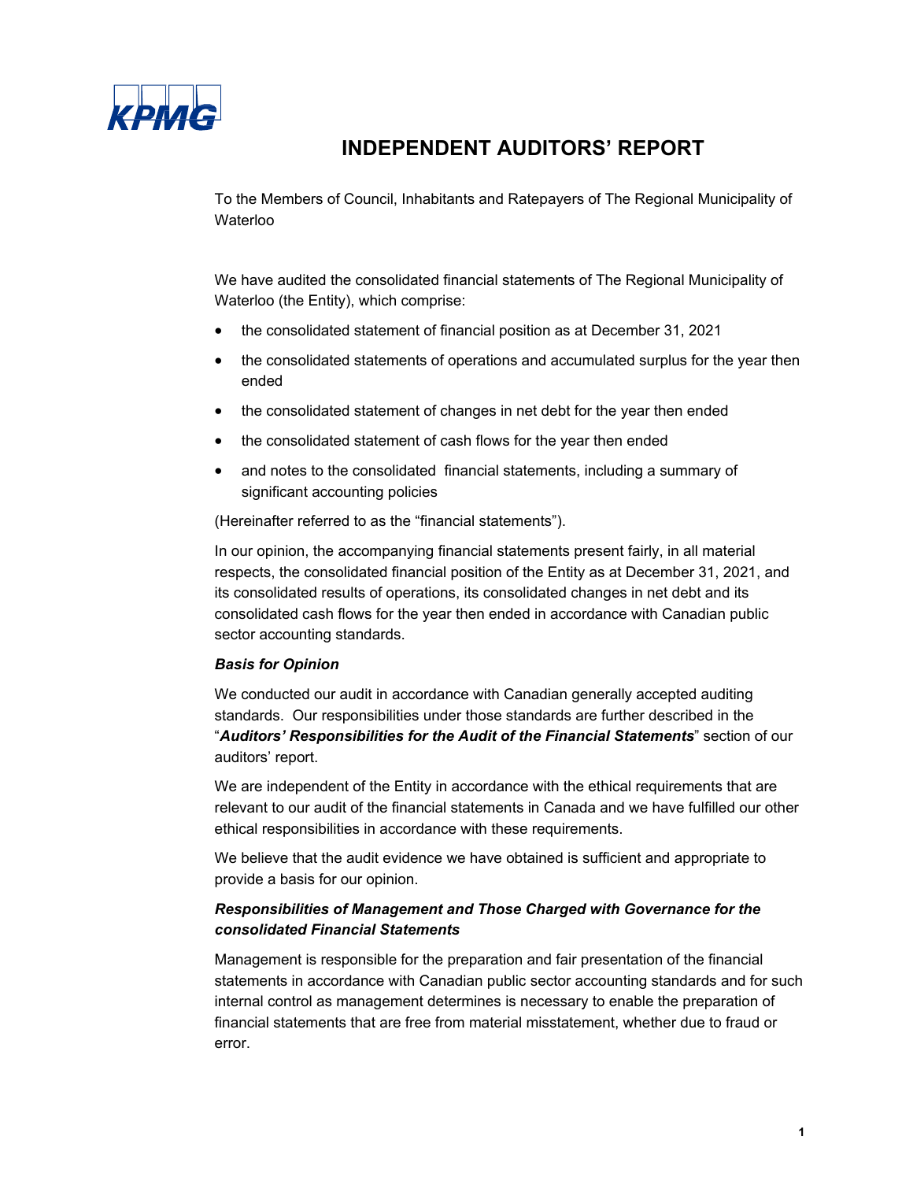# INDEPENDENT AUDITORS' REPORT

To the Members of Council, Inhabitants and Ratepayers of The Regional Municipality of Waterloo

We have audited the consolidated financial statements of The Regional Municipality of Waterloo (the Entity), which comprise:

- the consolidated statement of financial position as at December 31, 2021
- the consolidated statements of operations and accumulated surplus for the year then ended
- the consolidated statement of changes in net debt for the year then ended
- the consolidated statement of cash flows for the year then ended
- and notes to the consolidated financial statements, including a summary of significant accounting policies

(Hereinafter referred to as the "financial statements").

In our opinion, the accompanying financial statements present fairly, in all material respects, the consolidated financial position of the Entity as at December 31, 2021, and its consolidated results of operations, its consolidated changes in net debt and its consolidated cash flows for the year then ended in accordance with Canadian public sector accounting standards.

***Basis for Opinion***

We conducted our audit in accordance with Canadian generally accepted auditing standards. Our responsibilities under those standards are further described in the "***Auditors' Responsibilities for the Audit of the Financial Statements***" section of our auditors' report.

We are independent of the Entity in accordance with the ethical requirements that are relevant to our audit of the financial statements in Canada and we have fulfilled our other ethical responsibilities in accordance with these requirements.

We believe that the audit evidence we have obtained is sufficient and appropriate to provide a basis for our opinion.

***Responsibilities of Management and Those Charged with Governance for the consolidated Financial Statements***

Management is responsible for the preparation and fair presentation of the financial statements in accordance with Canadian public sector accounting standards and for such internal control as management determines is necessary to enable the preparation of financial statements that are free from material misstatement, whether due to fraud or error.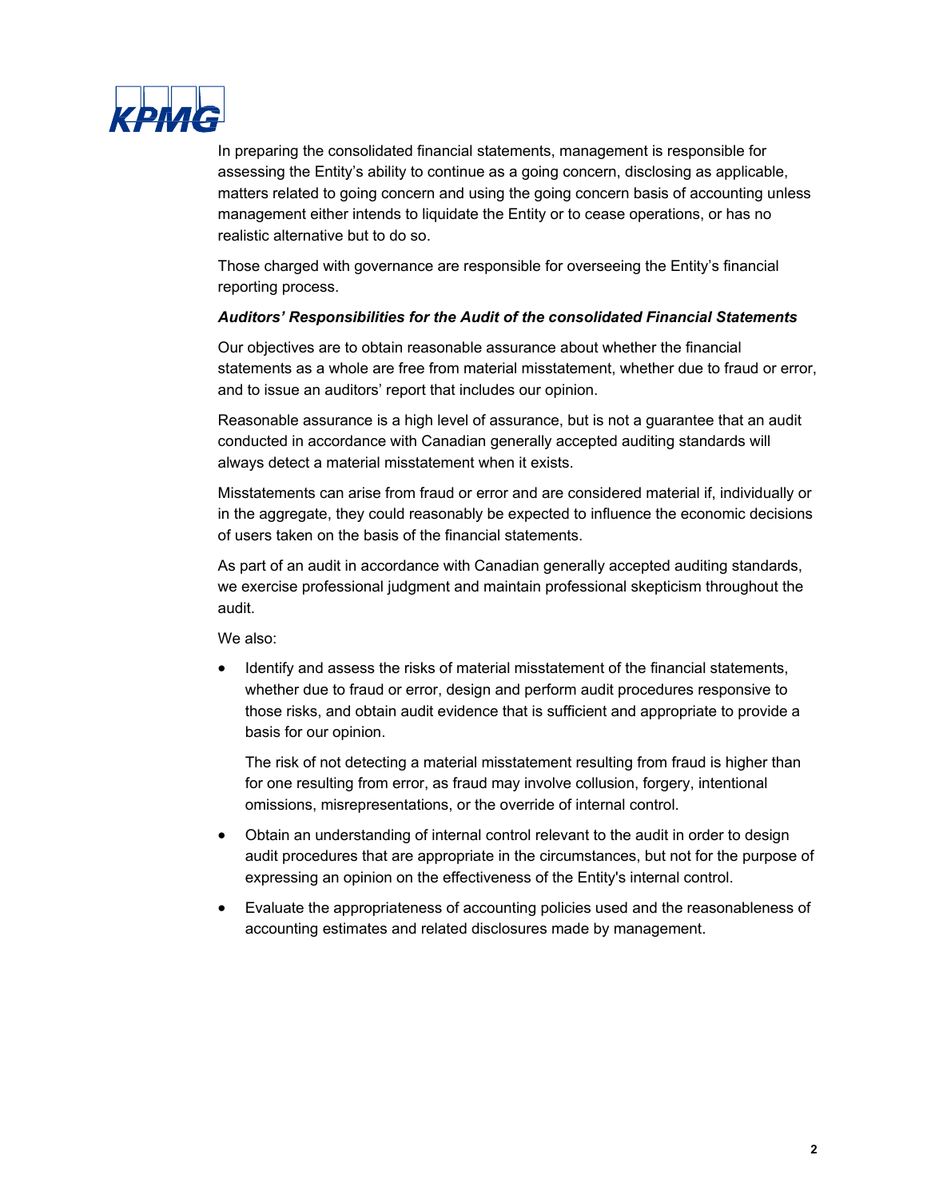In preparing the consolidated financial statements, management is responsible for assessing the Entity's ability to continue as a going concern, disclosing as applicable, matters related to going concern and using the going concern basis of accounting unless management either intends to liquidate the Entity or to cease operations, or has no realistic alternative but to do so.

Those charged with governance are responsible for overseeing the Entity's financial reporting process.

***Auditors' Responsibilities for the Audit of the consolidated Financial Statements***

Our objectives are to obtain reasonable assurance about whether the financial statements as a whole are free from material misstatement, whether due to fraud or error, and to issue an auditors' report that includes our opinion.

Reasonable assurance is a high level of assurance, but is not a guarantee that an audit conducted in accordance with Canadian generally accepted auditing standards will always detect a material misstatement when it exists.

Misstatements can arise from fraud or error and are considered material if, individually or in the aggregate, they could reasonably be expected to influence the economic decisions of users taken on the basis of the financial statements.

As part of an audit in accordance with Canadian generally accepted auditing standards, we exercise professional judgment and maintain professional skepticism throughout the audit.

We also:

- Identify and assess the risks of material misstatement of the financial statements, whether due to fraud or error, design and perform audit procedures responsive to those risks, and obtain audit evidence that is sufficient and appropriate to provide a basis for our opinion.

  The risk of not detecting a material misstatement resulting from fraud is higher than for one resulting from error, as fraud may involve collusion, forgery, intentional omissions, misrepresentations, or the override of internal control.

- Obtain an understanding of internal control relevant to the audit in order to design audit procedures that are appropriate in the circumstances, but not for the purpose of expressing an opinion on the effectiveness of the Entity's internal control.

- Evaluate the appropriateness of accounting policies used and the reasonableness of accounting estimates and related disclosures made by management.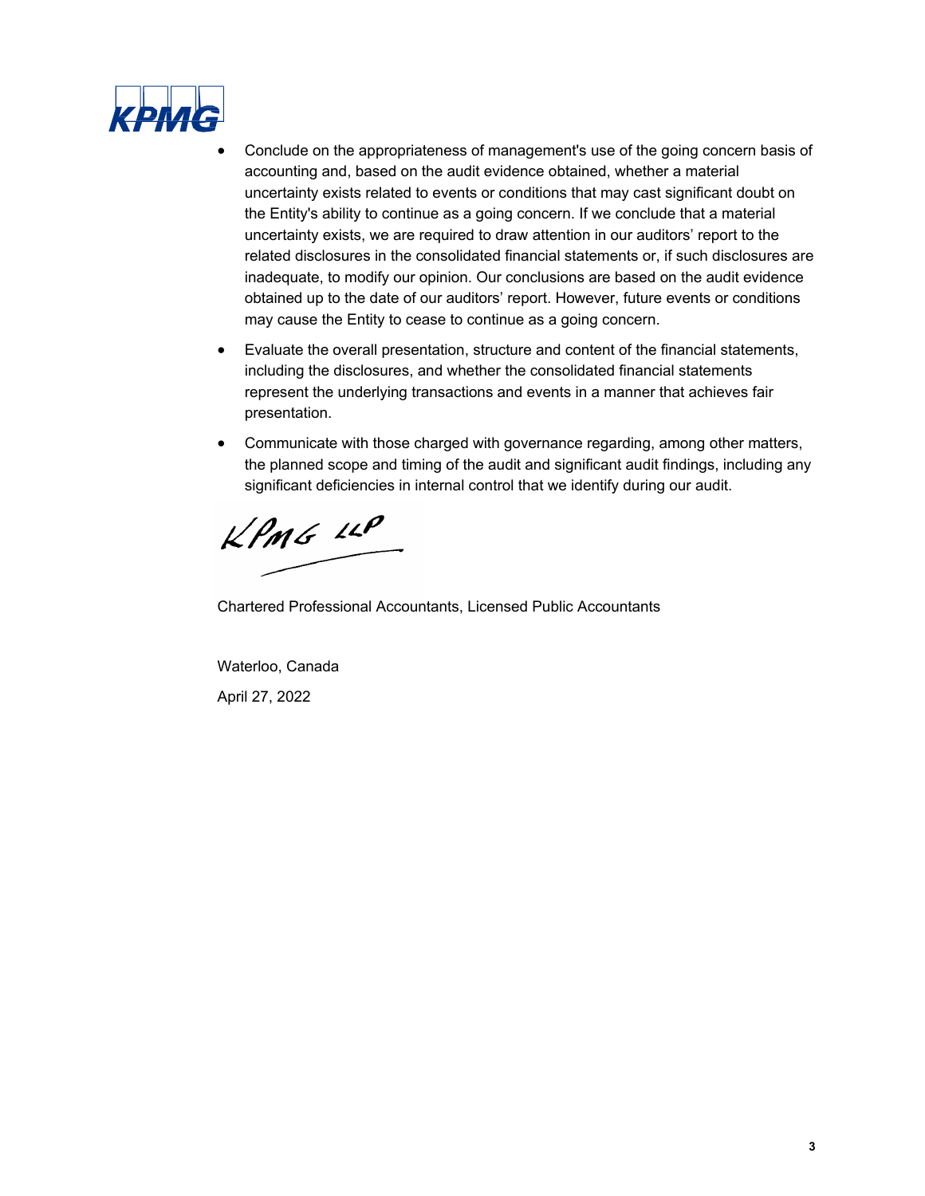- Conclude on the appropriateness of management's use of the going concern basis of accounting and, based on the audit evidence obtained, whether a material uncertainty exists related to events or conditions that may cast significant doubt on the Entity's ability to continue as a going concern. If we conclude that a material uncertainty exists, we are required to draw attention in our auditors' report to the related disclosures in the consolidated financial statements or, if such disclosures are inadequate, to modify our opinion. Our conclusions are based on the audit evidence obtained up to the date of our auditors' report. However, future events or conditions may cause the Entity to cease to continue as a going concern.

- Evaluate the overall presentation, structure and content of the financial statements, including the disclosures, and whether the consolidated financial statements represent the underlying transactions and events in a manner that achieves fair presentation.

- Communicate with those charged with governance regarding, among other matters, the planned scope and timing of the audit and significant audit findings, including any significant deficiencies in internal control that we identify during our audit.

KPMG LLP

Chartered Professional Accountants, Licensed Public Accountants

Waterloo, Canada

April 27, 2022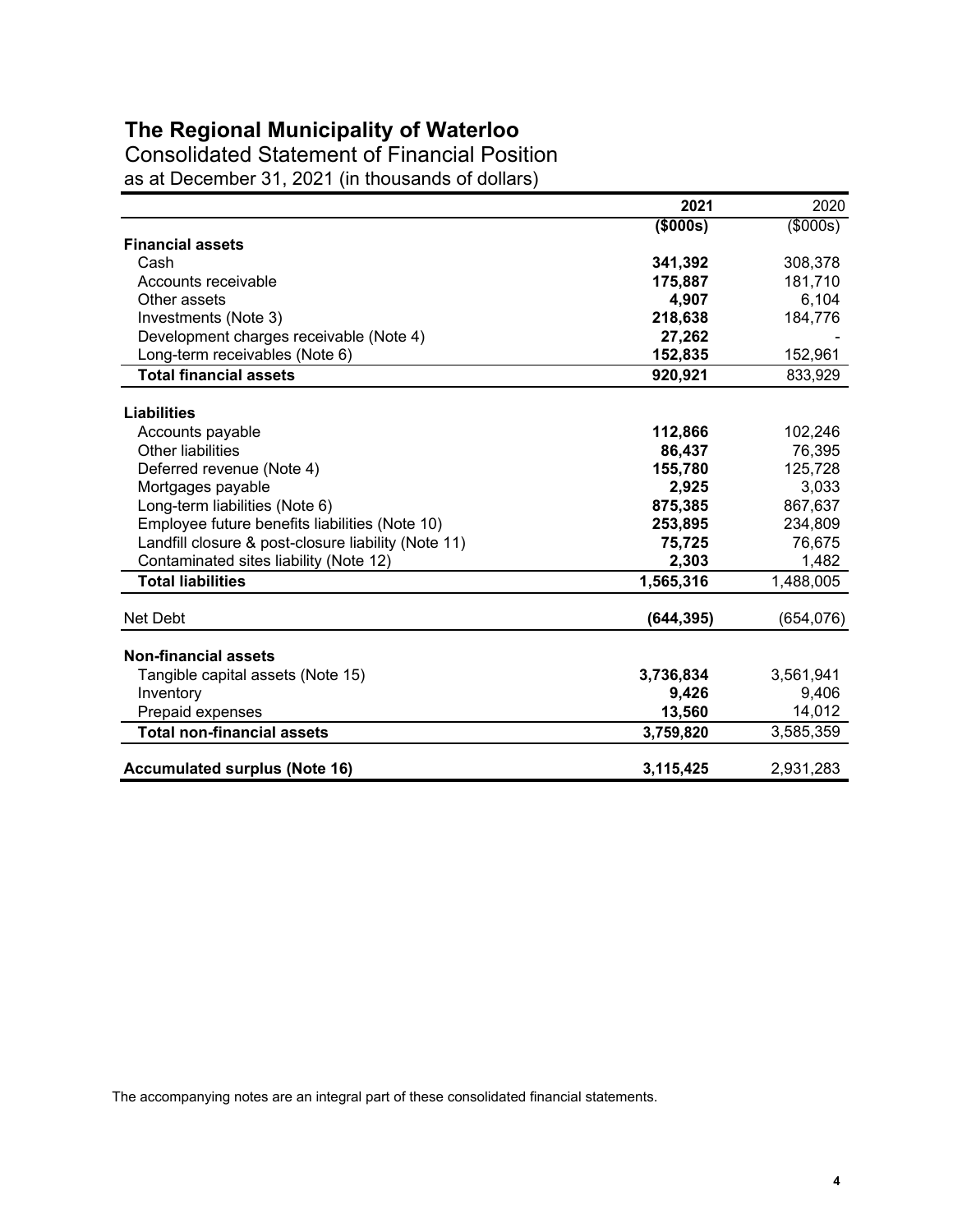# The Regional Municipality of Waterloo

## Consolidated Statement of Financial Position

as at December 31, 2021 (in thousands of dollars)

| | 2021 | 2020 |
|---|---|---|
| | **($000s)** | ($000s) |
| **Financial assets** | | |
| Cash | **341,392** | 308,378 |
| Accounts receivable | **175,887** | 181,710 |
| Other assets | **4,907** | 6,104 |
| Investments (Note 3) | **218,638** | 184,776 |
| Development charges receivable (Note 4) | **27,262** | - |
| Long-term receivables (Note 6) | **152,835** | 152,961 |
| **Total financial assets** | **920,921** | 833,929 |
| | | |
| **Liabilities** | | |
| Accounts payable | **112,866** | 102,246 |
| Other liabilities | **86,437** | 76,395 |
| Deferred revenue (Note 4) | **155,780** | 125,728 |
| Mortgages payable | **2,925** | 3,033 |
| Long-term liabilities (Note 6) | **875,385** | 867,637 |
| Employee future benefits liabilities (Note 10) | **253,895** | 234,809 |
| Landfill closure & post-closure liability (Note 11) | **75,725** | 76,675 |
| Contaminated sites liability (Note 12) | **2,303** | 1,482 |
| **Total liabilities** | **1,565,316** | 1,488,005 |
| | | |
| Net Debt | **(644,395)** | (654,076) |
| | | |
| **Non-financial assets** | | |
| Tangible capital assets (Note 15) | **3,736,834** | 3,561,941 |
| Inventory | **9,426** | 9,406 |
| Prepaid expenses | **13,560** | 14,012 |
| **Total non-financial assets** | **3,759,820** | 3,585,359 |
| | | |
| **Accumulated surplus (Note 16)** | **3,115,425** | 2,931,283 |

The accompanying notes are an integral part of these consolidated financial statements.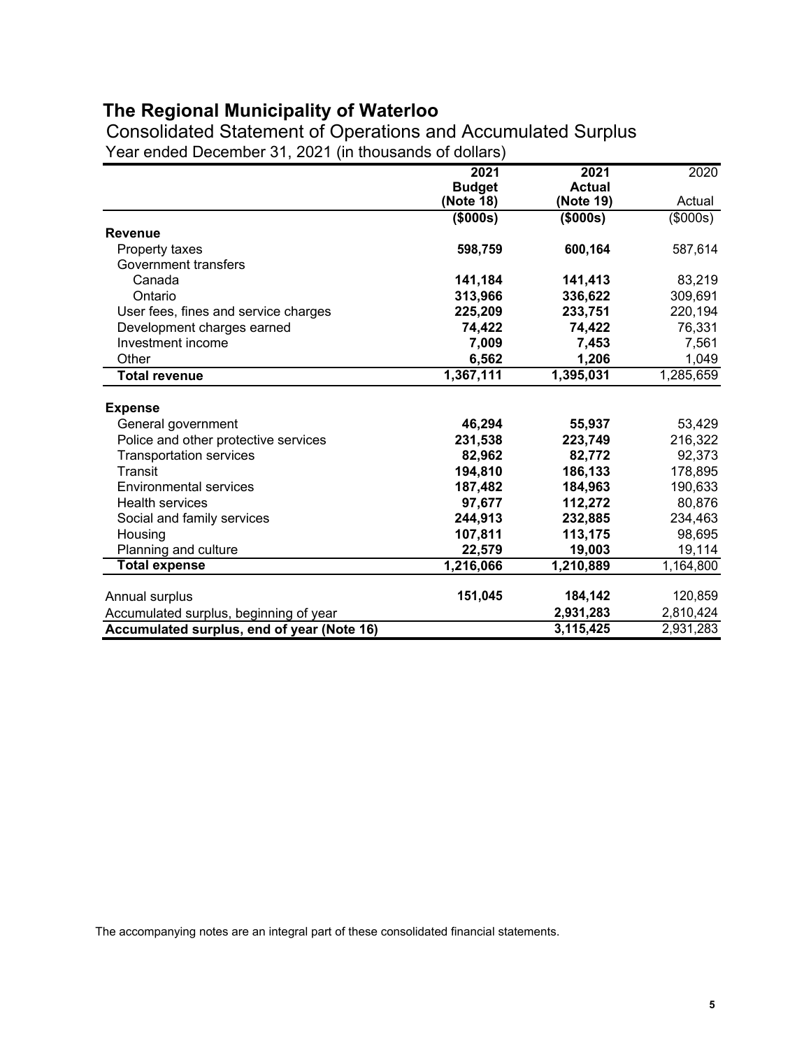# The Regional Municipality of Waterloo

## Consolidated Statement of Operations and Accumulated Surplus

Year ended December 31, 2021 (in thousands of dollars)

| | 2021 Budget (Note 18) | 2021 Actual (Note 19) | 2020 Actual |
|---|---|---|---|
| | ($000s) | ($000s) | ($000s) |
| **Revenue** | | | |
| Property taxes | **598,759** | **600,164** | 587,614 |
| Government transfers | | | |
| Canada | **141,184** | **141,413** | 83,219 |
| Ontario | **313,966** | **336,622** | 309,691 |
| User fees, fines and service charges | **225,209** | **233,751** | 220,194 |
| Development charges earned | **74,422** | **74,422** | 76,331 |
| Investment income | **7,009** | **7,453** | 7,561 |
| Other | **6,562** | **1,206** | 1,049 |
| **Total revenue** | **1,367,111** | **1,395,031** | 1,285,659 |
| **Expense** | | | |
| General government | **46,294** | **55,937** | 53,429 |
| Police and other protective services | **231,538** | **223,749** | 216,322 |
| Transportation services | **82,962** | **82,772** | 92,373 |
| Transit | **194,810** | **186,133** | 178,895 |
| Environmental services | **187,482** | **184,963** | 190,633 |
| Health services | **97,677** | **112,272** | 80,876 |
| Social and family services | **244,913** | **232,885** | 234,463 |
| Housing | **107,811** | **113,175** | 98,695 |
| Planning and culture | **22,579** | **19,003** | 19,114 |
| **Total expense** | **1,216,066** | **1,210,889** | 1,164,800 |
| Annual surplus | **151,045** | **184,142** | 120,859 |
| Accumulated surplus, beginning of year | | **2,931,283** | 2,810,424 |
| **Accumulated surplus, end of year (Note 16)** | | **3,115,425** | 2,931,283 |

The accompanying notes are an integral part of these consolidated financial statements.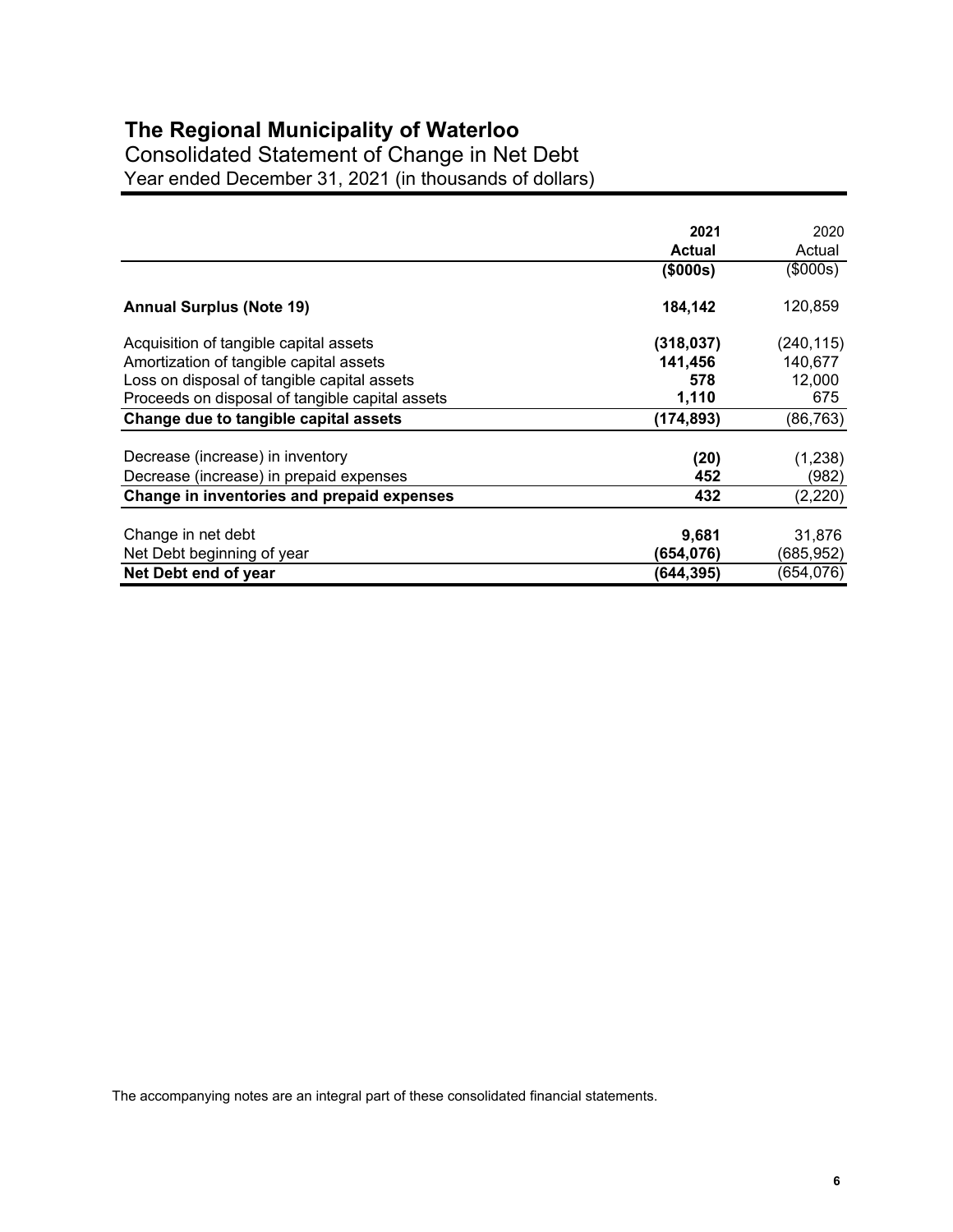# The Regional Municipality of Waterloo

## Consolidated Statement of Change in Net Debt

Year ended December 31, 2021 (in thousands of dollars)

| | **2021 Actual** | 2020 Actual |
|---|---|---|
| | **($000s)** | ($000s) |
| **Annual Surplus (Note 19)** | **184,142** | 120,859 |
| Acquisition of tangible capital assets | **(318,037)** | (240,115) |
| Amortization of tangible capital assets | **141,456** | 140,677 |
| Loss on disposal of tangible capital assets | **578** | 12,000 |
| Proceeds on disposal of tangible capital assets | **1,110** | 675 |
| **Change due to tangible capital assets** | **(174,893)** | (86,763) |
| Decrease (increase) in inventory | **(20)** | (1,238) |
| Decrease (increase) in prepaid expenses | **452** | (982) |
| **Change in inventories and prepaid expenses** | **432** | (2,220) |
| Change in net debt | **9,681** | 31,876 |
| Net Debt beginning of year | **(654,076)** | (685,952) |
| **Net Debt end of year** | **(644,395)** | (654,076) |

The accompanying notes are an integral part of these consolidated financial statements.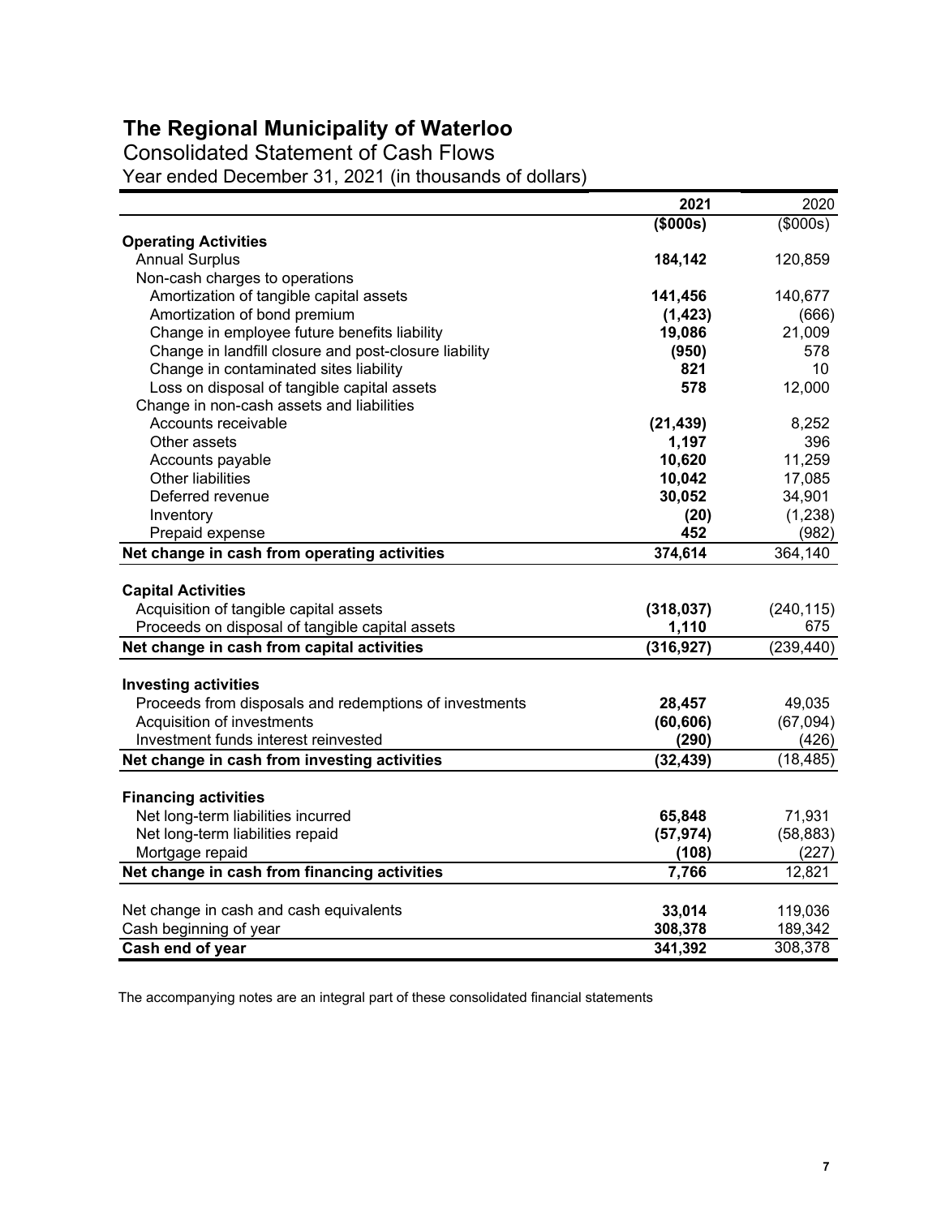# The Regional Municipality of Waterloo

## Consolidated Statement of Cash Flows

Year ended December 31, 2021 (in thousands of dollars)

| | 2021 | 2020 |
|---|---|---|
| | **($000s)** | ($000s) |
| **Operating Activities** | | |
| Annual Surplus | **184,142** | 120,859 |
| Non-cash charges to operations | | |
| Amortization of tangible capital assets | **141,456** | 140,677 |
| Amortization of bond premium | **(1,423)** | (666) |
| Change in employee future benefits liability | **19,086** | 21,009 |
| Change in landfill closure and post-closure liability | **(950)** | 578 |
| Change in contaminated sites liability | **821** | 10 |
| Loss on disposal of tangible capital assets | **578** | 12,000 |
| Change in non-cash assets and liabilities | | |
| Accounts receivable | **(21,439)** | 8,252 |
| Other assets | **1,197** | 396 |
| Accounts payable | **10,620** | 11,259 |
| Other liabilities | **10,042** | 17,085 |
| Deferred revenue | **30,052** | 34,901 |
| Inventory | **(20)** | (1,238) |
| Prepaid expense | **452** | (982) |
| **Net change in cash from operating activities** | **374,614** | 364,140 |
| **Capital Activities** | | |
| Acquisition of tangible capital assets | **(318,037)** | (240,115) |
| Proceeds on disposal of tangible capital assets | **1,110** | 675 |
| **Net change in cash from capital activities** | **(316,927)** | (239,440) |
| **Investing activities** | | |
| Proceeds from disposals and redemptions of investments | **28,457** | 49,035 |
| Acquisition of investments | **(60,606)** | (67,094) |
| Investment funds interest reinvested | **(290)** | (426) |
| **Net change in cash from investing activities** | **(32,439)** | (18,485) |
| **Financing activities** | | |
| Net long-term liabilities incurred | **65,848** | 71,931 |
| Net long-term liabilities repaid | **(57,974)** | (58,883) |
| Mortgage repaid | **(108)** | (227) |
| **Net change in cash from financing activities** | **7,766** | 12,821 |
| Net change in cash and cash equivalents | **33,014** | 119,036 |
| Cash beginning of year | **308,378** | 189,342 |
| **Cash end of year** | **341,392** | 308,378 |

The accompanying notes are an integral part of these consolidated financial statements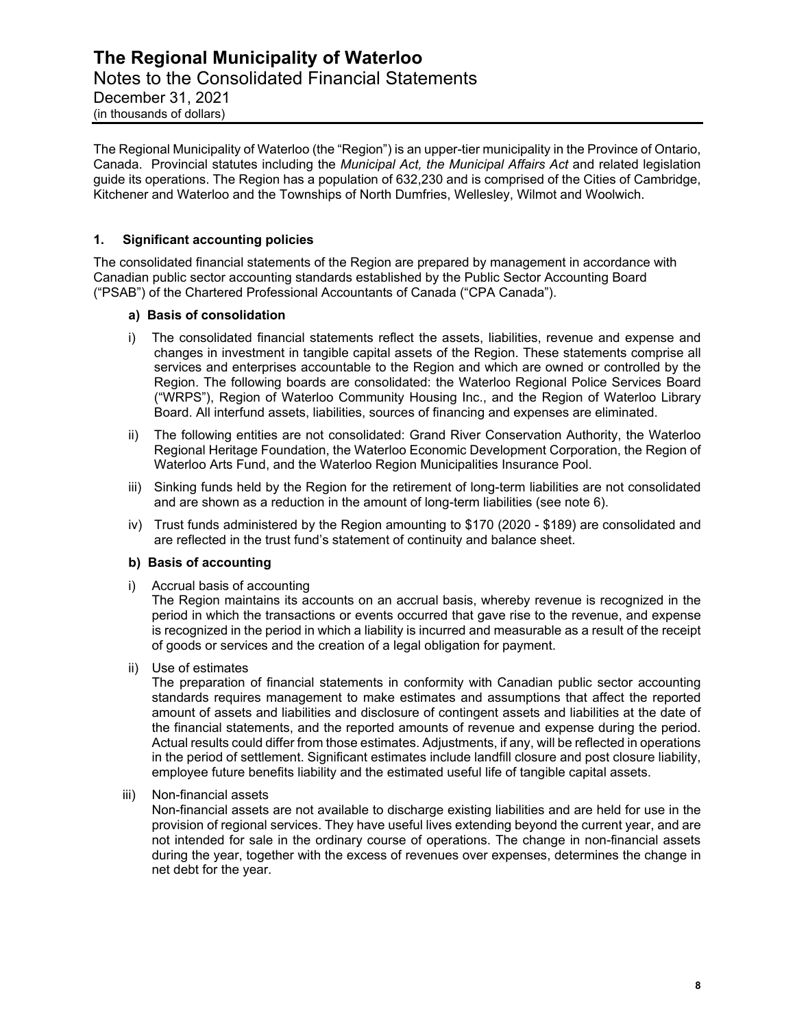# The Regional Municipality of Waterloo

## Notes to the Consolidated Financial Statements

December 31, 2021

(in thousands of dollars)

The Regional Municipality of Waterloo (the "Region") is an upper-tier municipality in the Province of Ontario, Canada. Provincial statutes including the *Municipal Act, the Municipal Affairs Act* and related legislation guide its operations. The Region has a population of 632,230 and is comprised of the Cities of Cambridge, Kitchener and Waterloo and the Townships of North Dumfries, Wellesley, Wilmot and Woolwich.

### 1. Significant accounting policies

The consolidated financial statements of the Region are prepared by management in accordance with Canadian public sector accounting standards established by the Public Sector Accounting Board ("PSAB") of the Chartered Professional Accountants of Canada ("CPA Canada").

**a) Basis of consolidation**

i) The consolidated financial statements reflect the assets, liabilities, revenue and expense and changes in investment in tangible capital assets of the Region. These statements comprise all services and enterprises accountable to the Region and which are owned or controlled by the Region. The following boards are consolidated: the Waterloo Regional Police Services Board ("WRPS"), Region of Waterloo Community Housing Inc., and the Region of Waterloo Library Board. All interfund assets, liabilities, sources of financing and expenses are eliminated.

ii) The following entities are not consolidated: Grand River Conservation Authority, the Waterloo Regional Heritage Foundation, the Waterloo Economic Development Corporation, the Region of Waterloo Arts Fund, and the Waterloo Region Municipalities Insurance Pool.

iii) Sinking funds held by the Region for the retirement of long-term liabilities are not consolidated and are shown as a reduction in the amount of long-term liabilities (see note 6).

iv) Trust funds administered by the Region amounting to $170 (2020 - $189) are consolidated and are reflected in the trust fund's statement of continuity and balance sheet.

**b) Basis of accounting**

i) Accrual basis of accounting
The Region maintains its accounts on an accrual basis, whereby revenue is recognized in the period in which the transactions or events occurred that gave rise to the revenue, and expense is recognized in the period in which a liability is incurred and measurable as a result of the receipt of goods or services and the creation of a legal obligation for payment.

ii) Use of estimates
The preparation of financial statements in conformity with Canadian public sector accounting standards requires management to make estimates and assumptions that affect the reported amount of assets and liabilities and disclosure of contingent assets and liabilities at the date of the financial statements, and the reported amounts of revenue and expense during the period. Actual results could differ from those estimates. Adjustments, if any, will be reflected in operations in the period of settlement. Significant estimates include landfill closure and post closure liability, employee future benefits liability and the estimated useful life of tangible capital assets.

iii) Non-financial assets
Non-financial assets are not available to discharge existing liabilities and are held for use in the provision of regional services. They have useful lives extending beyond the current year, and are not intended for sale in the ordinary course of operations. The change in non-financial assets during the year, together with the excess of revenues over expenses, determines the change in net debt for the year.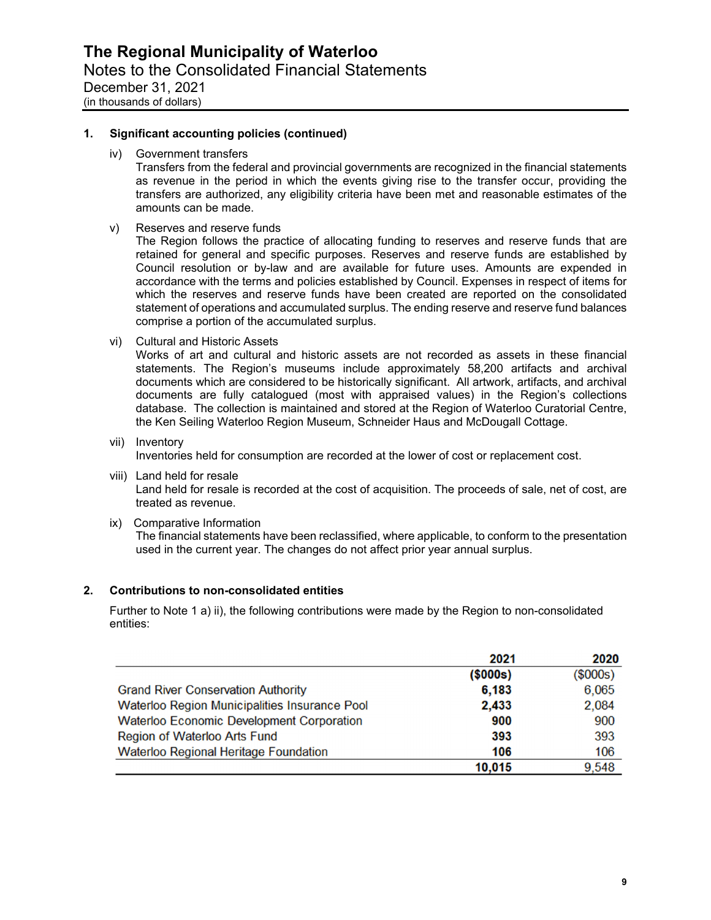# The Regional Municipality of Waterloo

Notes to the Consolidated Financial Statements

December 31, 2021

(in thousands of dollars)

**1. Significant accounting policies (continued)**

iv) Government transfers

Transfers from the federal and provincial governments are recognized in the financial statements as revenue in the period in which the events giving rise to the transfer occur, providing the transfers are authorized, any eligibility criteria have been met and reasonable estimates of the amounts can be made.

v) Reserves and reserve funds

The Region follows the practice of allocating funding to reserves and reserve funds that are retained for general and specific purposes. Reserves and reserve funds are established by Council resolution or by-law and are available for future uses. Amounts are expended in accordance with the terms and policies established by Council. Expenses in respect of items for which the reserves and reserve funds have been created are reported on the consolidated statement of operations and accumulated surplus. The ending reserve and reserve fund balances comprise a portion of the accumulated surplus.

vi) Cultural and Historic Assets

Works of art and cultural and historic assets are not recorded as assets in these financial statements. The Region's museums include approximately 58,200 artifacts and archival documents which are considered to be historically significant. All artwork, artifacts, and archival documents are fully catalogued (most with appraised values) in the Region's collections database. The collection is maintained and stored at the Region of Waterloo Curatorial Centre, the Ken Seiling Waterloo Region Museum, Schneider Haus and McDougall Cottage.

vii) Inventory

Inventories held for consumption are recorded at the lower of cost or replacement cost.

viii) Land held for resale

Land held for resale is recorded at the cost of acquisition. The proceeds of sale, net of cost, are treated as revenue.

ix) Comparative Information

The financial statements have been reclassified, where applicable, to conform to the presentation used in the current year. The changes do not affect prior year annual surplus.

**2. Contributions to non-consolidated entities**

Further to Note 1 a) ii), the following contributions were made by the Region to non-consolidated entities:

| | **2021** | **2020** |
|---|---|---|
| | **($000s)** | ($000s) |
| Grand River Conservation Authority | **6,183** | 6,065 |
| Waterloo Region Municipalities Insurance Pool | **2,433** | 2,084 |
| Waterloo Economic Development Corporation | **900** | 900 |
| Region of Waterloo Arts Fund | **393** | 393 |
| Waterloo Regional Heritage Foundation | **106** | 106 |
| | **10,015** | 9,548 |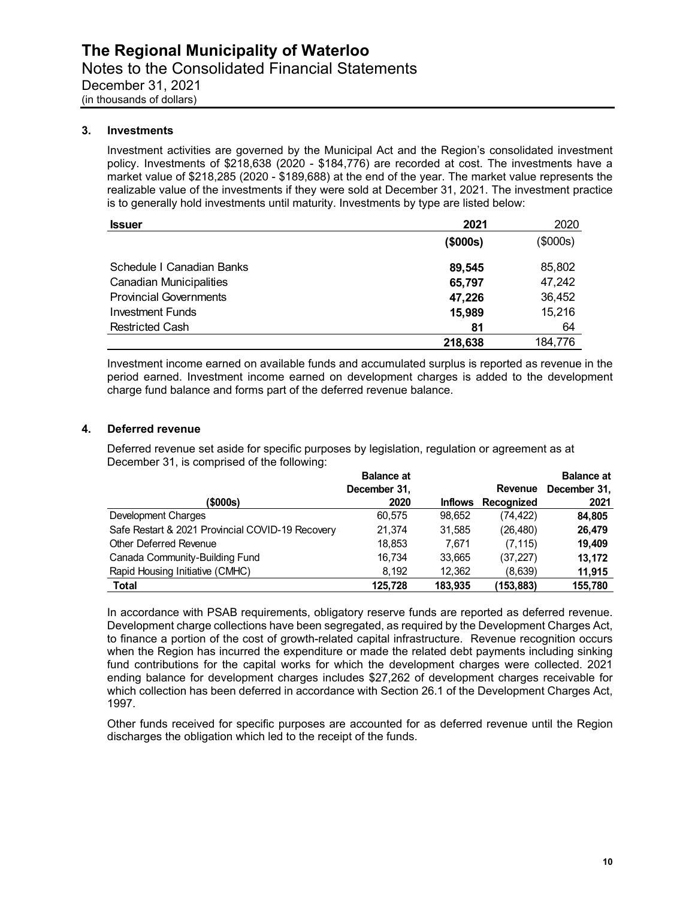# The Regional Municipality of Waterloo

Notes to the Consolidated Financial Statements
December 31, 2021
(in thousands of dollars)

## 3. Investments

Investment activities are governed by the Municipal Act and the Region's consolidated investment policy. Investments of $218,638 (2020 - $184,776) are recorded at cost. The investments have a market value of $218,285 (2020 - $189,688) at the end of the year. The market value represents the realizable value of the investments if they were sold at December 31, 2021. The investment practice is to generally hold investments until maturity. Investments by type are listed below:

| **Issuer** | **2021** | 2020 |
|---|---|---|
| | **($000s)** | ($000s) |
| Schedule I Canadian Banks | **89,545** | 85,802 |
| Canadian Municipalities | **65,797** | 47,242 |
| Provincial Governments | **47,226** | 36,452 |
| Investment Funds | **15,989** | 15,216 |
| Restricted Cash | **81** | 64 |
| | **218,638** | 184,776 |

Investment income earned on available funds and accumulated surplus is reported as revenue in the period earned. Investment income earned on development charges is added to the development charge fund balance and forms part of the deferred revenue balance.

## 4. Deferred revenue

Deferred revenue set aside for specific purposes by legislation, regulation or agreement as at December 31, is comprised of the following:

| **($000s)** | **Balance at December 31, 2020** | **Inflows** | **Revenue Recognized** | **Balance at December 31, 2021** |
|---|---|---|---|---|
| Development Charges | 60,575 | 98,652 | (74,422) | **84,805** |
| Safe Restart & 2021 Provincial COVID-19 Recovery | 21,374 | 31,585 | (26,480) | **26,479** |
| Other Deferred Revenue | 18,853 | 7,671 | (7,115) | **19,409** |
| Canada Community-Building Fund | 16,734 | 33,665 | (37,227) | **13,172** |
| Rapid Housing Initiative (CMHC) | 8,192 | 12,362 | (8,639) | **11,915** |
| **Total** | **125,728** | **183,935** | **(153,883)** | **155,780** |

In accordance with PSAB requirements, obligatory reserve funds are reported as deferred revenue. Development charge collections have been segregated, as required by the Development Charges Act, to finance a portion of the cost of growth-related capital infrastructure. Revenue recognition occurs when the Region has incurred the expenditure or made the related debt payments including sinking fund contributions for the capital works for which the development charges were collected. 2021 ending balance for development charges includes $27,262 of development charges receivable for which collection has been deferred in accordance with Section 26.1 of the Development Charges Act, 1997.

Other funds received for specific purposes are accounted for as deferred revenue until the Region discharges the obligation which led to the receipt of the funds.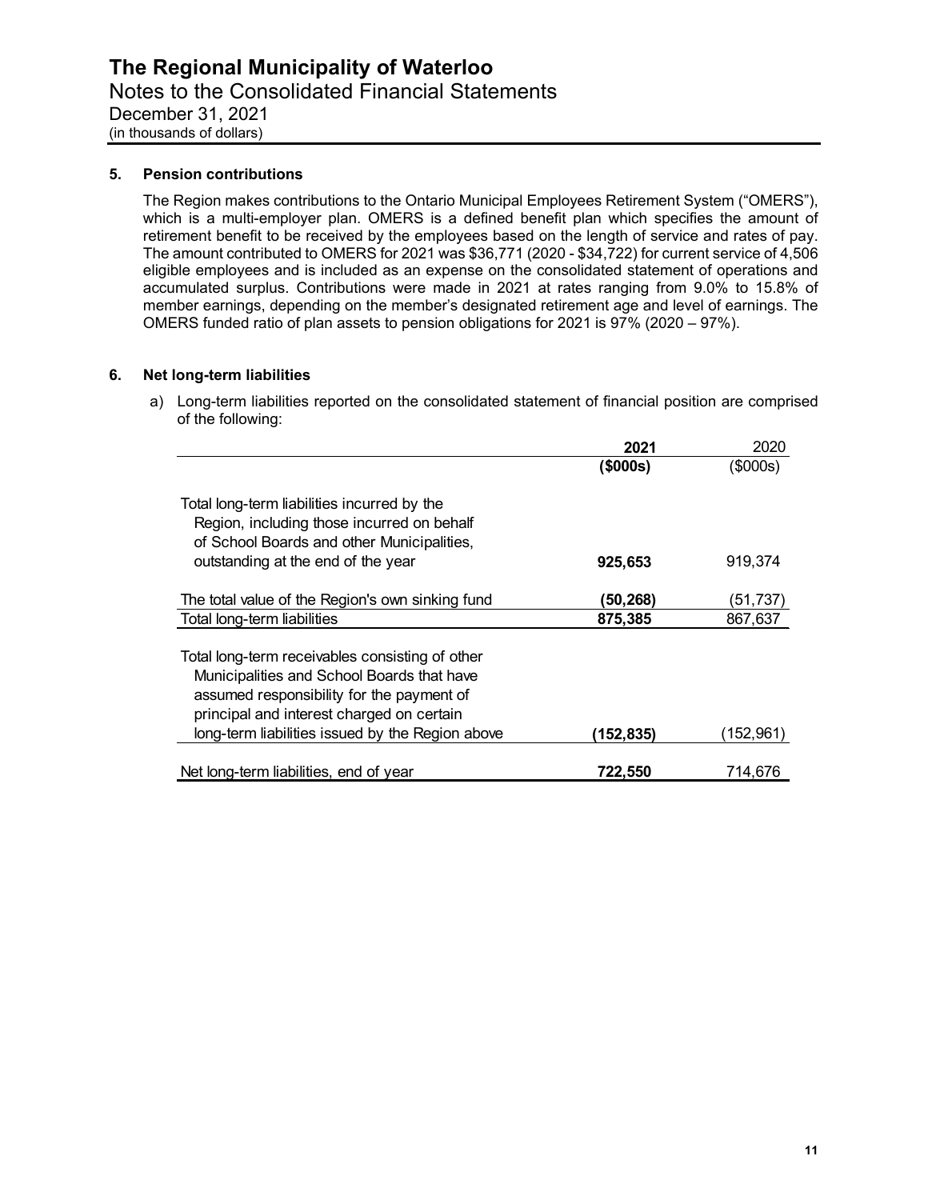## 5. Pension contributions

The Region makes contributions to the Ontario Municipal Employees Retirement System ("OMERS"), which is a multi-employer plan. OMERS is a defined benefit plan which specifies the amount of retirement benefit to be received by the employees based on the length of service and rates of pay. The amount contributed to OMERS for 2021 was $36,771 (2020 - $34,722) for current service of 4,506 eligible employees and is included as an expense on the consolidated statement of operations and accumulated surplus. Contributions were made in 2021 at rates ranging from 9.0% to 15.8% of member earnings, depending on the member's designated retirement age and level of earnings. The OMERS funded ratio of plan assets to pension obligations for 2021 is 97% (2020 – 97%).

## 6. Net long-term liabilities

a) Long-term liabilities reported on the consolidated statement of financial position are comprised of the following:

| | **2021** | 2020 |
|---|---|---|
| | **($000s)** | ($000s) |
| Total long-term liabilities incurred by the Region, including those incurred on behalf of School Boards and other Municipalities, outstanding at the end of the year | **925,653** | 919,374 |
| The total value of the Region's own sinking fund | **(50,268)** | (51,737) |
| Total long-term liabilities | **875,385** | 867,637 |
| Total long-term receivables consisting of other Municipalities and School Boards that have assumed responsibility for the payment of principal and interest charged on certain long-term liabilities issued by the Region above | **(152,835)** | (152,961) |
| Net long-term liabilities, end of year | **722,550** | 714,676 |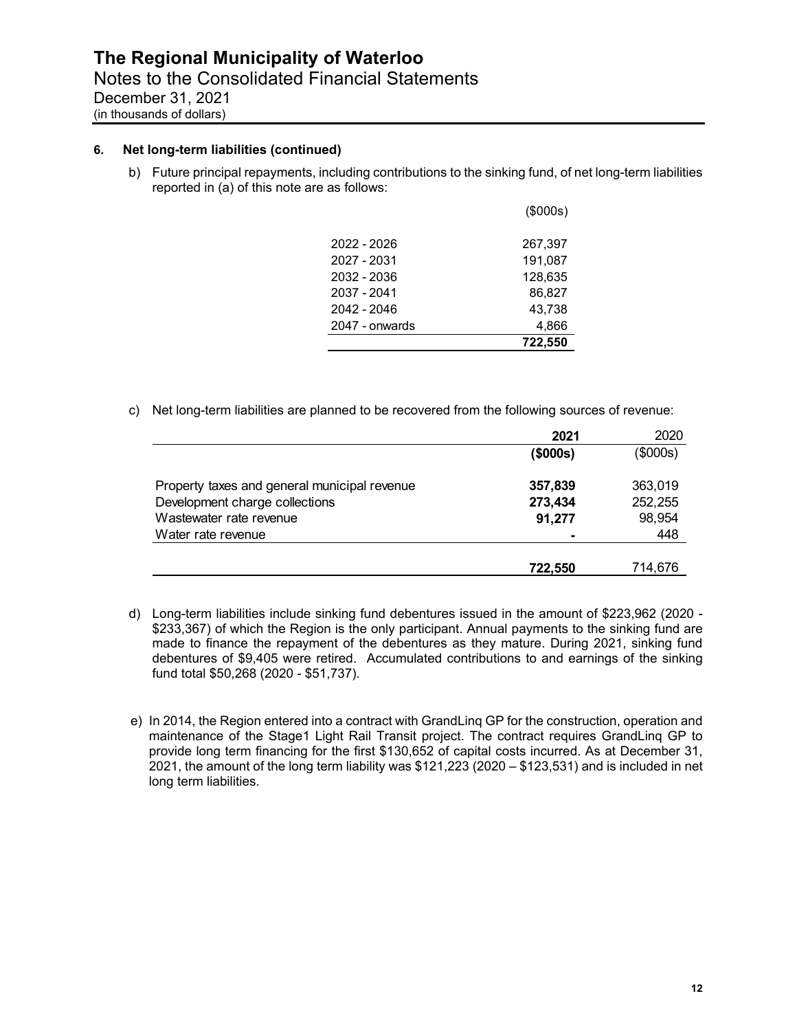## 6. Net long-term liabilities (continued)

b) Future principal repayments, including contributions to the sinking fund, of net long-term liabilities reported in (a) of this note are as follows:

| | ($000s) |
|---|---|
| 2022 - 2026 | 267,397 |
| 2027 - 2031 | 191,087 |
| 2032 - 2036 | 128,635 |
| 2037 - 2041 | 86,827 |
| 2042 - 2046 | 43,738 |
| 2047 - onwards | 4,866 |
| | **722,550** |

c) Net long-term liabilities are planned to be recovered from the following sources of revenue:

| | **2021** | 2020 |
|---|---|---|
| | **($000s)** | ($000s) |
| Property taxes and general municipal revenue | **357,839** | 363,019 |
| Development charge collections | **273,434** | 252,255 |
| Wastewater rate revenue | **91,277** | 98,954 |
| Water rate revenue | **-** | 448 |
| | **722,550** | 714,676 |

d) Long-term liabilities include sinking fund debentures issued in the amount of $223,962 (2020 - $233,367) of which the Region is the only participant. Annual payments to the sinking fund are made to finance the repayment of the debentures as they mature. During 2021, sinking fund debentures of $9,405 were retired. Accumulated contributions to and earnings of the sinking fund total $50,268 (2020 - $51,737).

e) In 2014, the Region entered into a contract with GrandLinq GP for the construction, operation and maintenance of the Stage1 Light Rail Transit project. The contract requires GrandLinq GP to provide long term financing for the first $130,652 of capital costs incurred. As at December 31, 2021, the amount of the long term liability was $121,223 (2020 – $123,531) and is included in net long term liabilities.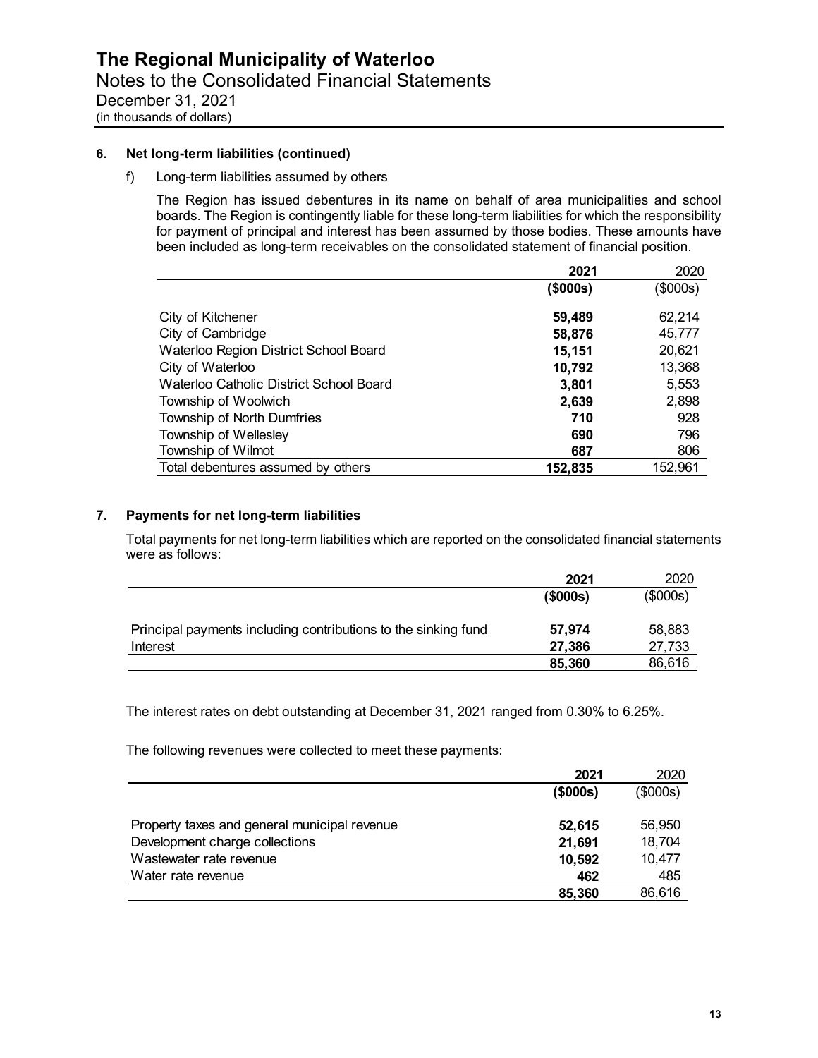# The Regional Municipality of Waterloo

Notes to the Consolidated Financial Statements
December 31, 2021
(in thousands of dollars)

## 6. Net long-term liabilities (continued)

f) Long-term liabilities assumed by others

The Region has issued debentures in its name on behalf of area municipalities and school boards. The Region is contingently liable for these long-term liabilities for which the responsibility for payment of principal and interest has been assumed by those bodies. These amounts have been included as long-term receivables on the consolidated statement of financial position.

| | **2021** | 2020 |
|---|---|---|
| | **($000s)** | ($000s) |
| City of Kitchener | **59,489** | 62,214 |
| City of Cambridge | **58,876** | 45,777 |
| Waterloo Region District School Board | **15,151** | 20,621 |
| City of Waterloo | **10,792** | 13,368 |
| Waterloo Catholic District School Board | **3,801** | 5,553 |
| Township of Woolwich | **2,639** | 2,898 |
| Township of North Dumfries | **710** | 928 |
| Township of Wellesley | **690** | 796 |
| Township of Wilmot | **687** | 806 |
| Total debentures assumed by others | **152,835** | 152,961 |

## 7. Payments for net long-term liabilities

Total payments for net long-term liabilities which are reported on the consolidated financial statements were as follows:

| | **2021** | 2020 |
|---|---|---|
| | **($000s)** | ($000s) |
| Principal payments including contributions to the sinking fund | **57,974** | 58,883 |
| Interest | **27,386** | 27,733 |
| | **85,360** | 86,616 |

The interest rates on debt outstanding at December 31, 2021 ranged from 0.30% to 6.25%.

The following revenues were collected to meet these payments:

| | **2021** | 2020 |
|---|---|---|
| | **($000s)** | ($000s) |
| Property taxes and general municipal revenue | **52,615** | 56,950 |
| Development charge collections | **21,691** | 18,704 |
| Wastewater rate revenue | **10,592** | 10,477 |
| Water rate revenue | **462** | 485 |
| | **85,360** | 86,616 |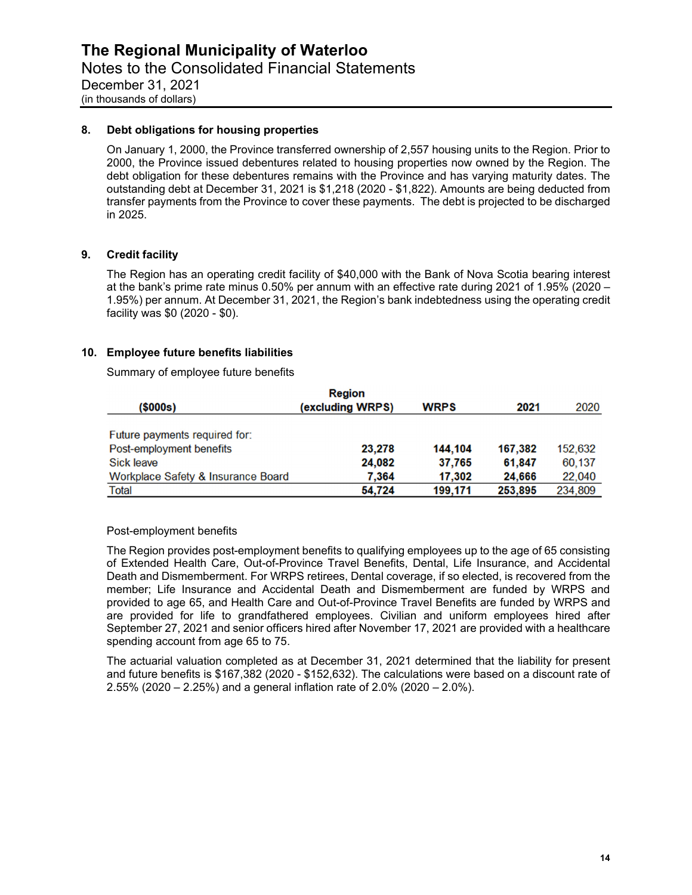## 8. Debt obligations for housing properties

On January 1, 2000, the Province transferred ownership of 2,557 housing units to the Region. Prior to 2000, the Province issued debentures related to housing properties now owned by the Region. The debt obligation for these debentures remains with the Province and has varying maturity dates. The outstanding debt at December 31, 2021 is $1,218 (2020 - $1,822). Amounts are being deducted from transfer payments from the Province to cover these payments. The debt is projected to be discharged in 2025.

## 9. Credit facility

The Region has an operating credit facility of $40,000 with the Bank of Nova Scotia bearing interest at the bank's prime rate minus 0.50% per annum with an effective rate during 2021 of 1.95% (2020 – 1.95%) per annum. At December 31, 2021, the Region's bank indebtedness using the operating credit facility was $0 (2020 - $0).

## 10. Employee future benefits liabilities

Summary of employee future benefits

| ($000s) | Region (excluding WRPS) | WRPS | 2021 | 2020 |
|---|---|---|---|---|
| Future payments required for: | | | | |
| Post-employment benefits | **23,278** | **144,104** | **167,382** | 152,632 |
| Sick leave | **24,082** | **37,765** | **61,847** | 60,137 |
| Workplace Safety & Insurance Board | **7,364** | **17,302** | **24,666** | 22,040 |
| Total | **54,724** | **199,171** | **253,895** | 234,809 |

Post-employment benefits

The Region provides post-employment benefits to qualifying employees up to the age of 65 consisting of Extended Health Care, Out-of-Province Travel Benefits, Dental, Life Insurance, and Accidental Death and Dismemberment. For WRPS retirees, Dental coverage, if so elected, is recovered from the member; Life Insurance and Accidental Death and Dismemberment are funded by WRPS and provided to age 65, and Health Care and Out-of-Province Travel Benefits are funded by WRPS and are provided for life to grandfathered employees. Civilian and uniform employees hired after September 27, 2021 and senior officers hired after November 17, 2021 are provided with a healthcare spending account from age 65 to 75.

The actuarial valuation completed as at December 31, 2021 determined that the liability for present and future benefits is $167,382 (2020 - $152,632). The calculations were based on a discount rate of 2.55% (2020 – 2.25%) and a general inflation rate of 2.0% (2020 – 2.0%).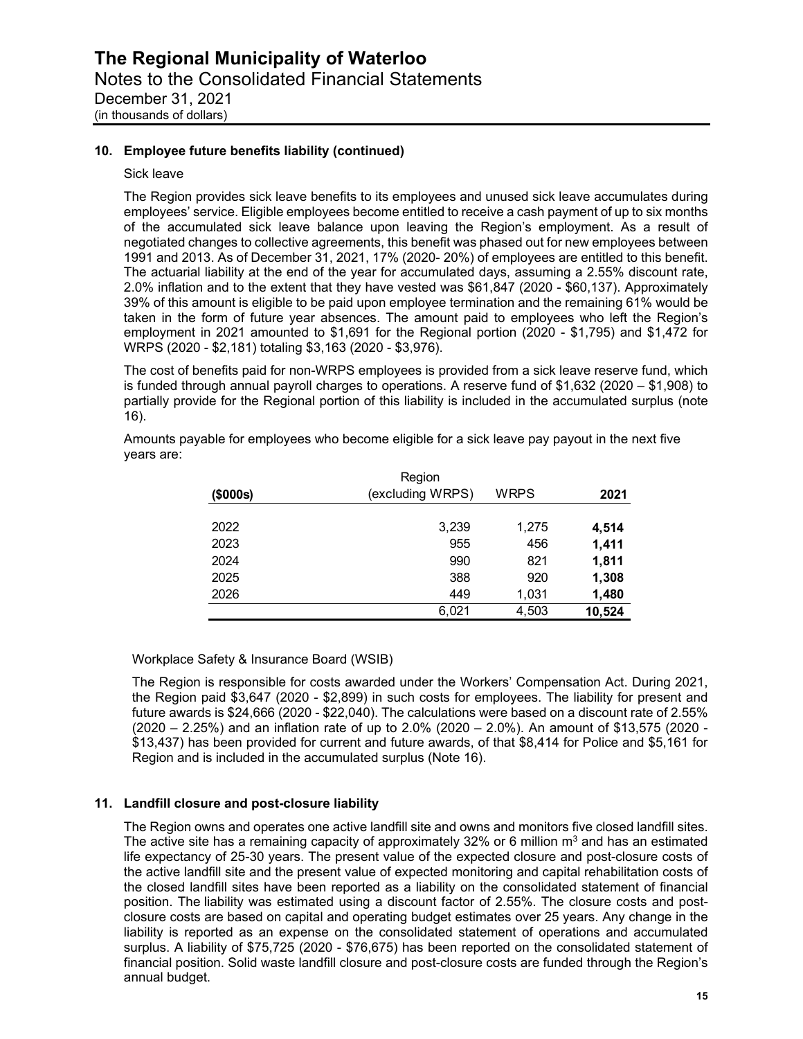# The Regional Municipality of Waterloo

Notes to the Consolidated Financial Statements

December 31, 2021

(in thousands of dollars)

## 10. Employee future benefits liability (continued)

Sick leave

The Region provides sick leave benefits to its employees and unused sick leave accumulates during employees' service. Eligible employees become entitled to receive a cash payment of up to six months of the accumulated sick leave balance upon leaving the Region's employment. As a result of negotiated changes to collective agreements, this benefit was phased out for new employees between 1991 and 2013. As of December 31, 2021, 17% (2020- 20%) of employees are entitled to this benefit. The actuarial liability at the end of the year for accumulated days, assuming a 2.55% discount rate, 2.0% inflation and to the extent that they have vested was $61,847 (2020 - $60,137). Approximately 39% of this amount is eligible to be paid upon employee termination and the remaining 61% would be taken in the form of future year absences. The amount paid to employees who left the Region's employment in 2021 amounted to $1,691 for the Regional portion (2020 - $1,795) and $1,472 for WRPS (2020 - $2,181) totaling $3,163 (2020 - $3,976).

The cost of benefits paid for non-WRPS employees is provided from a sick leave reserve fund, which is funded through annual payroll charges to operations. A reserve fund of $1,632 (2020 – $1,908) to partially provide for the Regional portion of this liability is included in the accumulated surplus (note 16).

Amounts payable for employees who become eligible for a sick leave pay payout in the next five years are:

| ($000s) | Region (excluding WRPS) | WRPS | 2021 |
|---|---|---|---|
| 2022 | 3,239 | 1,275 | **4,514** |
| 2023 | 955 | 456 | **1,411** |
| 2024 | 990 | 821 | **1,811** |
| 2025 | 388 | 920 | **1,308** |
| 2026 | 449 | 1,031 | **1,480** |
| | 6,021 | 4,503 | **10,524** |

Workplace Safety & Insurance Board (WSIB)

The Region is responsible for costs awarded under the Workers' Compensation Act. During 2021, the Region paid $3,647 (2020 - $2,899) in such costs for employees. The liability for present and future awards is $24,666 (2020 - $22,040). The calculations were based on a discount rate of 2.55% (2020 – 2.25%) and an inflation rate of up to 2.0% (2020 – 2.0%). An amount of $13,575 (2020 - $13,437) has been provided for current and future awards, of that $8,414 for Police and $5,161 for Region and is included in the accumulated surplus (Note 16).

## 11. Landfill closure and post-closure liability

The Region owns and operates one active landfill site and owns and monitors five closed landfill sites. The active site has a remaining capacity of approximately 32% or 6 million $m^3$ and has an estimated life expectancy of 25-30 years. The present value of the expected closure and post-closure costs of the active landfill site and the present value of expected monitoring and capital rehabilitation costs of the closed landfill sites have been reported as a liability on the consolidated statement of financial position. The liability was estimated using a discount factor of 2.55%. The closure costs and post-closure costs are based on capital and operating budget estimates over 25 years. Any change in the liability is reported as an expense on the consolidated statement of operations and accumulated surplus. A liability of $75,725 (2020 - $76,675) has been reported on the consolidated statement of financial position. Solid waste landfill closure and post-closure costs are funded through the Region's annual budget.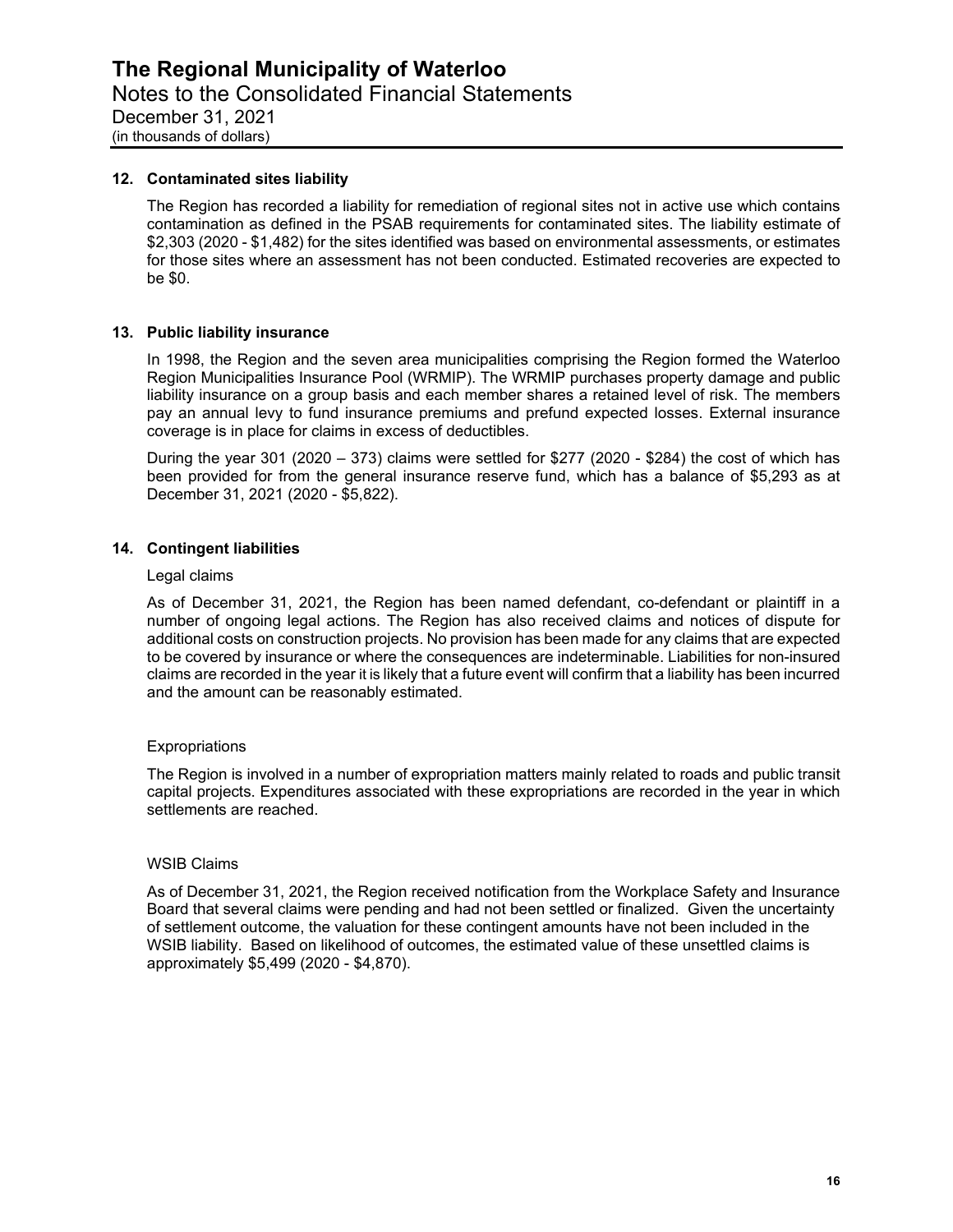# The Regional Municipality of Waterloo

Notes to the Consolidated Financial Statements

December 31, 2021

(in thousands of dollars)

## 12. Contaminated sites liability

The Region has recorded a liability for remediation of regional sites not in active use which contains contamination as defined in the PSAB requirements for contaminated sites. The liability estimate of $2,303 (2020 - $1,482) for the sites identified was based on environmental assessments, or estimates for those sites where an assessment has not been conducted. Estimated recoveries are expected to be $0.

## 13. Public liability insurance

In 1998, the Region and the seven area municipalities comprising the Region formed the Waterloo Region Municipalities Insurance Pool (WRMIP). The WRMIP purchases property damage and public liability insurance on a group basis and each member shares a retained level of risk. The members pay an annual levy to fund insurance premiums and prefund expected losses. External insurance coverage is in place for claims in excess of deductibles.

During the year 301 (2020 – 373) claims were settled for $277 (2020 - $284) the cost of which has been provided for from the general insurance reserve fund, which has a balance of $5,293 as at December 31, 2021 (2020 - $5,822).

## 14. Contingent liabilities

### Legal claims

As of December 31, 2021, the Region has been named defendant, co-defendant or plaintiff in a number of ongoing legal actions. The Region has also received claims and notices of dispute for additional costs on construction projects. No provision has been made for any claims that are expected to be covered by insurance or where the consequences are indeterminable. Liabilities for non-insured claims are recorded in the year it is likely that a future event will confirm that a liability has been incurred and the amount can be reasonably estimated.

### Expropriations

The Region is involved in a number of expropriation matters mainly related to roads and public transit capital projects. Expenditures associated with these expropriations are recorded in the year in which settlements are reached.

### WSIB Claims

As of December 31, 2021, the Region received notification from the Workplace Safety and Insurance Board that several claims were pending and had not been settled or finalized. Given the uncertainty of settlement outcome, the valuation for these contingent amounts have not been included in the WSIB liability. Based on likelihood of outcomes, the estimated value of these unsettled claims is approximately $5,499 (2020 - $4,870).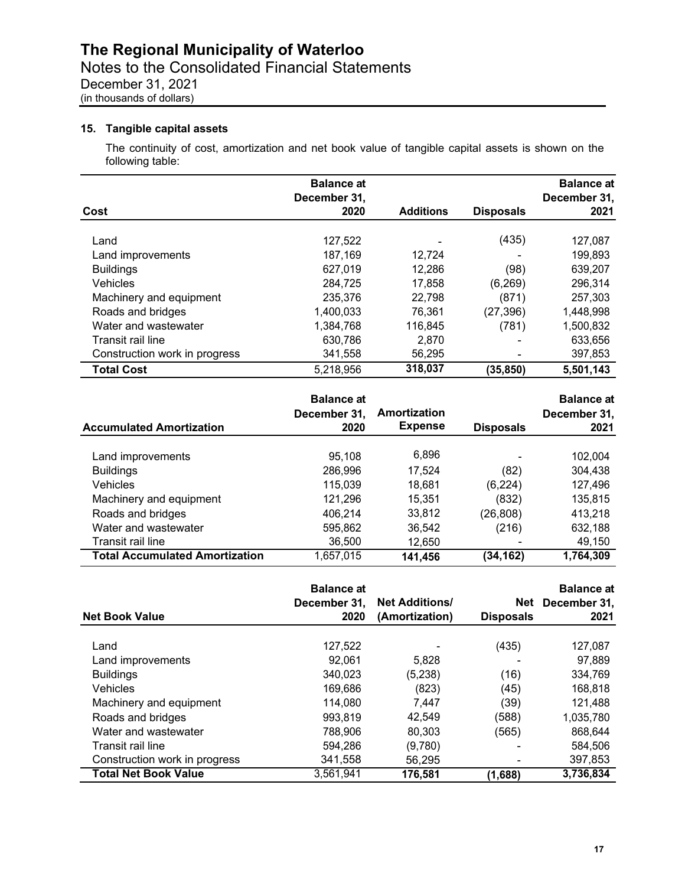# The Regional Municipality of Waterloo

Notes to the Consolidated Financial Statements
December 31, 2021
(in thousands of dollars)

## 15. Tangible capital assets

The continuity of cost, amortization and net book value of tangible capital assets is shown on the following table:

| Cost | Balance at December 31, 2020 | Additions | Disposals | Balance at December 31, 2021 |
|---|---|---|---|---|
| Land | 127,522 | - | (435) | 127,087 |
| Land improvements | 187,169 | 12,724 | - | 199,893 |
| Buildings | 627,019 | 12,286 | (98) | 639,207 |
| Vehicles | 284,725 | 17,858 | (6,269) | 296,314 |
| Machinery and equipment | 235,376 | 22,798 | (871) | 257,303 |
| Roads and bridges | 1,400,033 | 76,361 | (27,396) | 1,448,998 |
| Water and wastewater | 1,384,768 | 116,845 | (781) | 1,500,832 |
| Transit rail line | 630,786 | 2,870 | - | 633,656 |
| Construction work in progress | 341,558 | 56,295 | - | 397,853 |
| **Total Cost** | 5,218,956 | **318,037** | **(35,850)** | **5,501,143** |

| Accumulated Amortization | Balance at December 31, 2020 | Amortization Expense | Disposals | Balance at December 31, 2021 |
|---|---|---|---|---|
| Land improvements | 95,108 | 6,896 | - | 102,004 |
| Buildings | 286,996 | 17,524 | (82) | 304,438 |
| Vehicles | 115,039 | 18,681 | (6,224) | 127,496 |
| Machinery and equipment | 121,296 | 15,351 | (832) | 135,815 |
| Roads and bridges | 406,214 | 33,812 | (26,808) | 413,218 |
| Water and wastewater | 595,862 | 36,542 | (216) | 632,188 |
| Transit rail line | 36,500 | 12,650 | - | 49,150 |
| **Total Accumulated Amortization** | 1,657,015 | **141,456** | **(34,162)** | **1,764,309** |

| Net Book Value | Balance at December 31, 2020 | Net Additions/ (Amortization) | Net Disposals | Balance at December 31, 2021 |
|---|---|---|---|---|
| Land | 127,522 | - | (435) | 127,087 |
| Land improvements | 92,061 | 5,828 | - | 97,889 |
| Buildings | 340,023 | (5,238) | (16) | 334,769 |
| Vehicles | 169,686 | (823) | (45) | 168,818 |
| Machinery and equipment | 114,080 | 7,447 | (39) | 121,488 |
| Roads and bridges | 993,819 | 42,549 | (588) | 1,035,780 |
| Water and wastewater | 788,906 | 80,303 | (565) | 868,644 |
| Transit rail line | 594,286 | (9,780) | - | 584,506 |
| Construction work in progress | 341,558 | 56,295 | - | 397,853 |
| **Total Net Book Value** | 3,561,941 | **176,581** | **(1,688)** | **3,736,834** |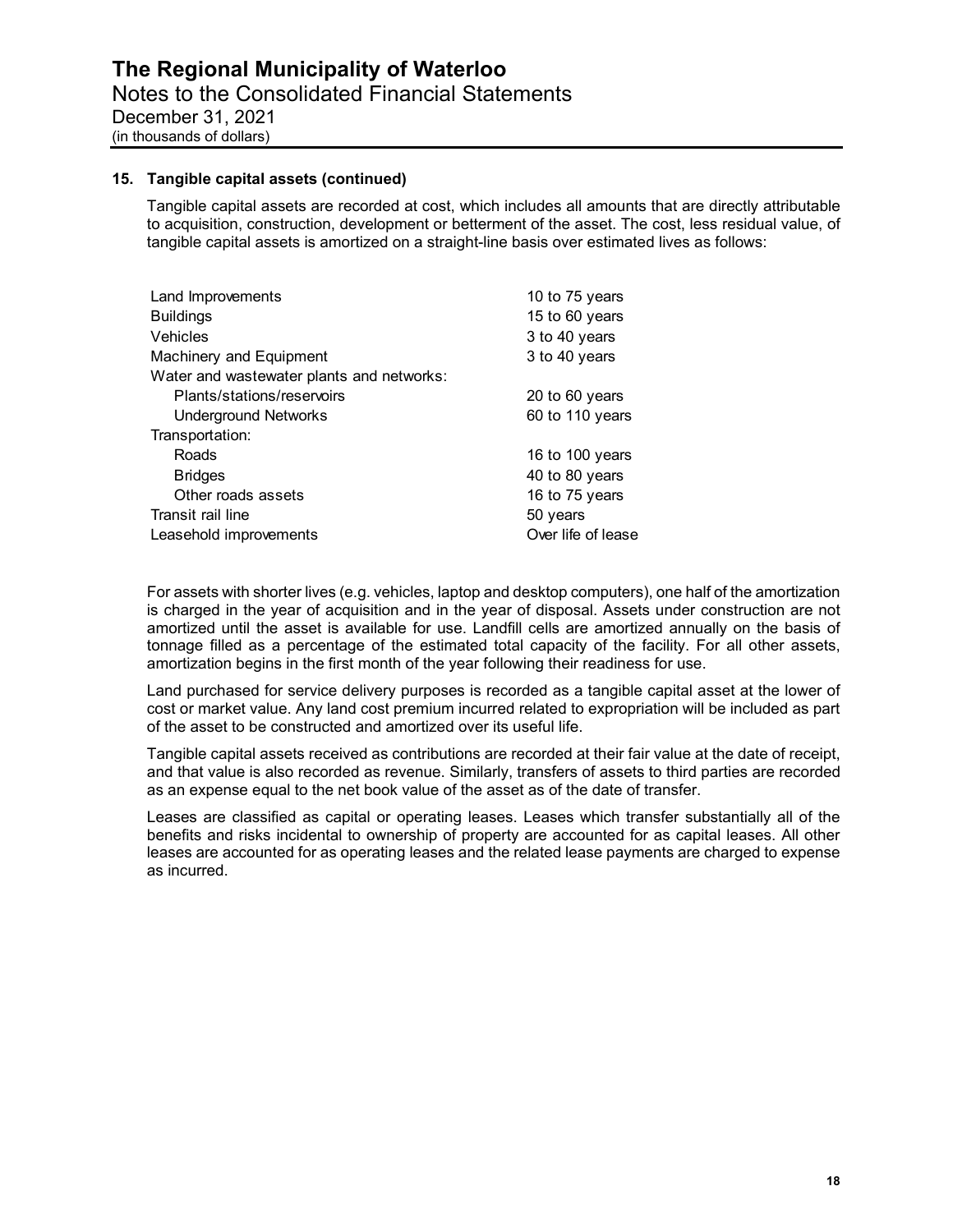# The Regional Municipality of Waterloo

Notes to the Consolidated Financial Statements
December 31, 2021
(in thousands of dollars)

## 15. Tangible capital assets (continued)

Tangible capital assets are recorded at cost, which includes all amounts that are directly attributable to acquisition, construction, development or betterment of the asset. The cost, less residual value, of tangible capital assets is amortized on a straight-line basis over estimated lives as follows:

| | |
|---|---|
| Land Improvements | 10 to 75 years |
| Buildings | 15 to 60 years |
| Vehicles | 3 to 40 years |
| Machinery and Equipment | 3 to 40 years |
| Water and wastewater plants and networks: | |
| Plants/stations/reservoirs | 20 to 60 years |
| Underground Networks | 60 to 110 years |
| Transportation: | |
| Roads | 16 to 100 years |
| Bridges | 40 to 80 years |
| Other roads assets | 16 to 75 years |
| Transit rail line | 50 years |
| Leasehold improvements | Over life of lease |

For assets with shorter lives (e.g. vehicles, laptop and desktop computers), one half of the amortization is charged in the year of acquisition and in the year of disposal. Assets under construction are not amortized until the asset is available for use. Landfill cells are amortized annually on the basis of tonnage filled as a percentage of the estimated total capacity of the facility. For all other assets, amortization begins in the first month of the year following their readiness for use.

Land purchased for service delivery purposes is recorded as a tangible capital asset at the lower of cost or market value. Any land cost premium incurred related to expropriation will be included as part of the asset to be constructed and amortized over its useful life.

Tangible capital assets received as contributions are recorded at their fair value at the date of receipt, and that value is also recorded as revenue. Similarly, transfers of assets to third parties are recorded as an expense equal to the net book value of the asset as of the date of transfer.

Leases are classified as capital or operating leases. Leases which transfer substantially all of the benefits and risks incidental to ownership of property are accounted for as capital leases. All other leases are accounted for as operating leases and the related lease payments are charged to expense as incurred.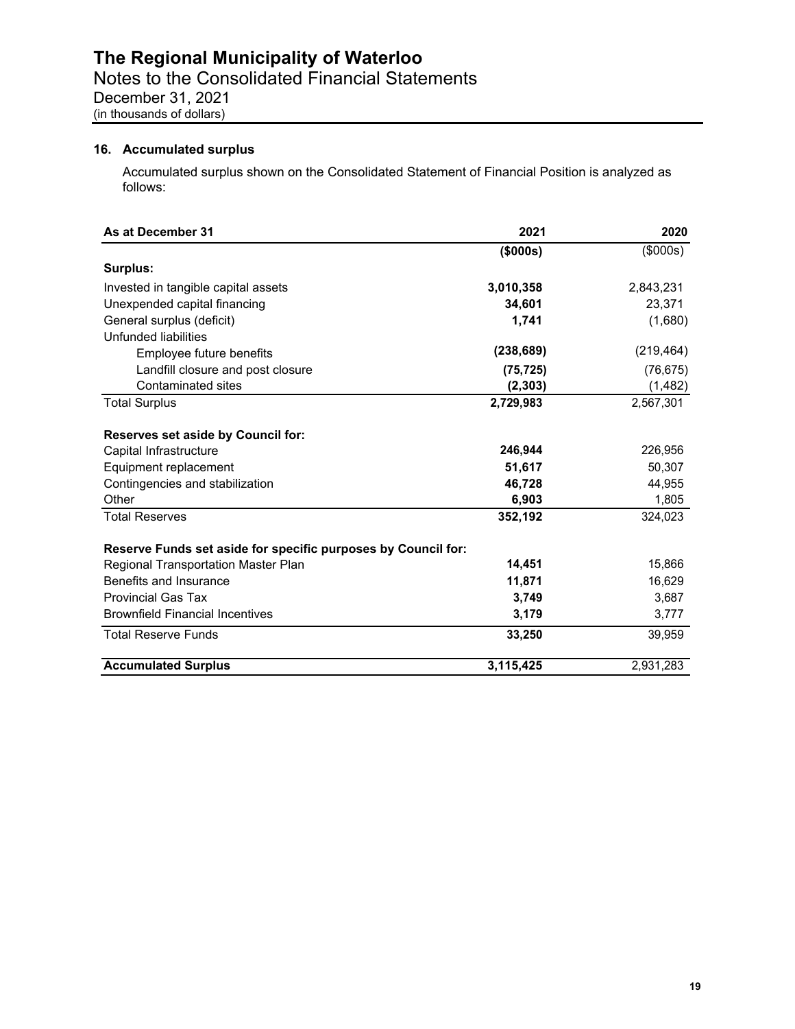# The Regional Municipality of Waterloo

Notes to the Consolidated Financial Statements

December 31, 2021

(in thousands of dollars)

## 16. Accumulated surplus

Accumulated surplus shown on the Consolidated Statement of Financial Position is analyzed as follows:

| As at December 31 | 2021 | 2020 |
|---|---|---|
| | **($000s)** | ($000s) |
| **Surplus:** | | |
| Invested in tangible capital assets | **3,010,358** | 2,843,231 |
| Unexpended capital financing | **34,601** | 23,371 |
| General surplus (deficit) | **1,741** | (1,680) |
| Unfunded liabilities | | |
| Employee future benefits | **(238,689)** | (219,464) |
| Landfill closure and post closure | **(75,725)** | (76,675) |
| Contaminated sites | **(2,303)** | (1,482) |
| Total Surplus | **2,729,983** | 2,567,301 |
| **Reserves set aside by Council for:** | | |
| Capital Infrastructure | **246,944** | 226,956 |
| Equipment replacement | **51,617** | 50,307 |
| Contingencies and stabilization | **46,728** | 44,955 |
| Other | **6,903** | 1,805 |
| Total Reserves | **352,192** | 324,023 |
| **Reserve Funds set aside for specific purposes by Council for:** | | |
| Regional Transportation Master Plan | **14,451** | 15,866 |
| Benefits and Insurance | **11,871** | 16,629 |
| Provincial Gas Tax | **3,749** | 3,687 |
| Brownfield Financial Incentives | **3,179** | 3,777 |
| Total Reserve Funds | **33,250** | 39,959 |
| **Accumulated Surplus** | **3,115,425** | 2,931,283 |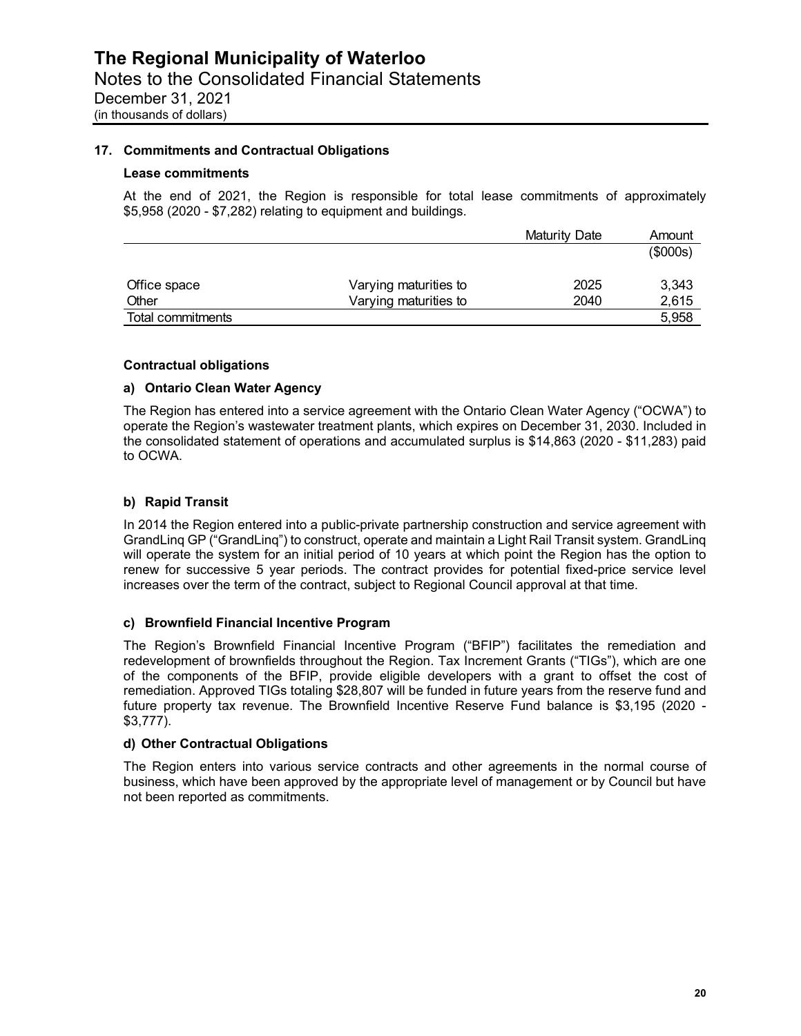# The Regional Municipality of Waterloo

Notes to the Consolidated Financial Statements

December 31, 2021

(in thousands of dollars)

## 17. Commitments and Contractual Obligations

### Lease commitments

At the end of 2021, the Region is responsible for total lease commitments of approximately $5,958 (2020 - $7,282) relating to equipment and buildings.

| | | Maturity Date | Amount |
|---|---|---|---|
| | | | ($000s) |
| Office space | Varying maturities to | 2025 | 3,343 |
| Other | Varying maturities to | 2040 | 2,615 |
| Total commitments | | | 5,958 |

### Contractual obligations

#### a) Ontario Clean Water Agency

The Region has entered into a service agreement with the Ontario Clean Water Agency ("OCWA") to operate the Region's wastewater treatment plants, which expires on December 31, 2030. Included in the consolidated statement of operations and accumulated surplus is $14,863 (2020 - $11,283) paid to OCWA.

#### b) Rapid Transit

In 2014 the Region entered into a public-private partnership construction and service agreement with GrandLinq GP ("GrandLinq") to construct, operate and maintain a Light Rail Transit system. GrandLinq will operate the system for an initial period of 10 years at which point the Region has the option to renew for successive 5 year periods. The contract provides for potential fixed-price service level increases over the term of the contract, subject to Regional Council approval at that time.

#### c) Brownfield Financial Incentive Program

The Region's Brownfield Financial Incentive Program ("BFIP") facilitates the remediation and redevelopment of brownfields throughout the Region. Tax Increment Grants ("TIGs"), which are one of the components of the BFIP, provide eligible developers with a grant to offset the cost of remediation. Approved TIGs totaling $28,807 will be funded in future years from the reserve fund and future property tax revenue. The Brownfield Incentive Reserve Fund balance is $3,195 (2020 - $3,777).

#### d) Other Contractual Obligations

The Region enters into various service contracts and other agreements in the normal course of business, which have been approved by the appropriate level of management or by Council but have not been reported as commitments.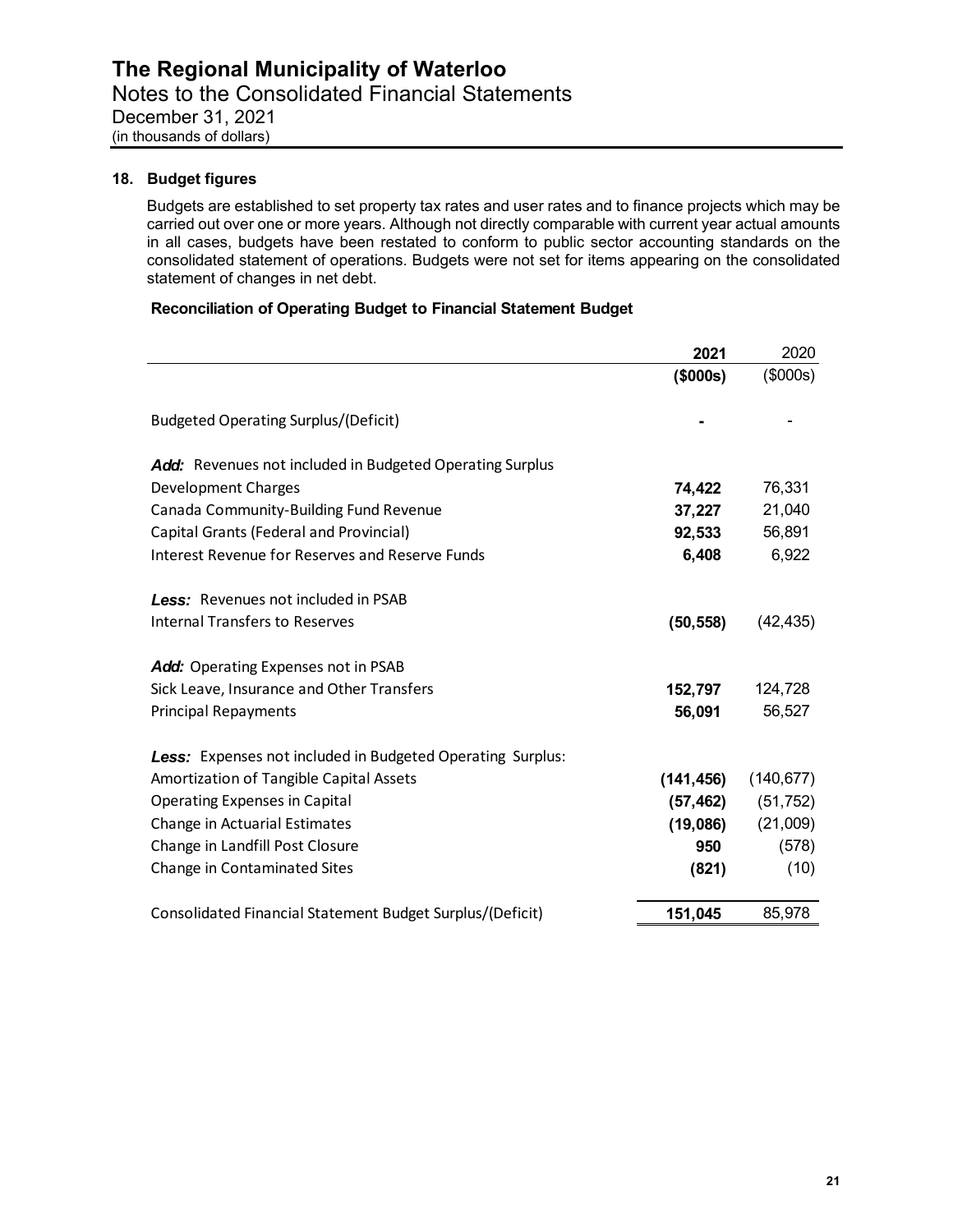# The Regional Municipality of Waterloo

Notes to the Consolidated Financial Statements

December 31, 2021

(in thousands of dollars)

## 18. Budget figures

Budgets are established to set property tax rates and user rates and to finance projects which may be carried out over one or more years. Although not directly comparable with current year actual amounts in all cases, budgets have been restated to conform to public sector accounting standards on the consolidated statement of operations. Budgets were not set for items appearing on the consolidated statement of changes in net debt.

**Reconciliation of Operating Budget to Financial Statement Budget**

| | **2021** | 2020 |
|---|---|---|
| | **($000s)** | ($000s) |
| Budgeted Operating Surplus/(Deficit) | **-** | - |
| ***Add:*** Revenues not included in Budgeted Operating Surplus | | |
| Development Charges | **74,422** | 76,331 |
| Canada Community-Building Fund Revenue | **37,227** | 21,040 |
| Capital Grants (Federal and Provincial) | **92,533** | 56,891 |
| Interest Revenue for Reserves and Reserve Funds | **6,408** | 6,922 |
| ***Less:*** Revenues not included in PSAB | | |
| Internal Transfers to Reserves | **(50,558)** | (42,435) |
| ***Add:*** Operating Expenses not in PSAB | | |
| Sick Leave, Insurance and Other Transfers | **152,797** | 124,728 |
| Principal Repayments | **56,091** | 56,527 |
| ***Less:*** Expenses not included in Budgeted Operating Surplus: | | |
| Amortization of Tangible Capital Assets | **(141,456)** | (140,677) |
| Operating Expenses in Capital | **(57,462)** | (51,752) |
| Change in Actuarial Estimates | **(19,086)** | (21,009) |
| Change in Landfill Post Closure | **950** | (578) |
| Change in Contaminated Sites | **(821)** | (10) |
| Consolidated Financial Statement Budget Surplus/(Deficit) | **151,045** | 85,978 |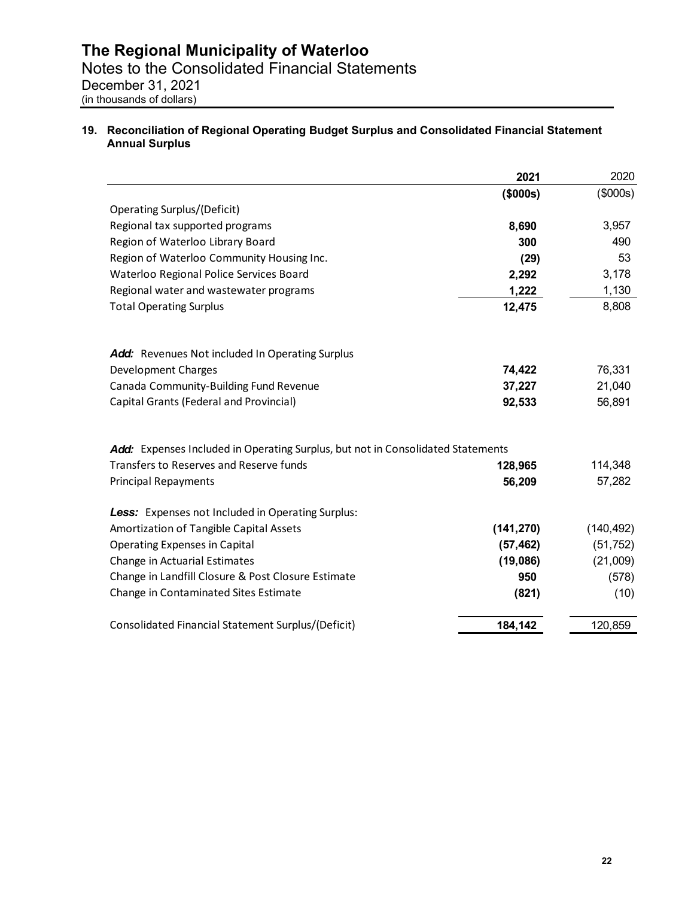# The Regional Municipality of Waterloo

Notes to the Consolidated Financial Statements

December 31, 2021

(in thousands of dollars)

## 19. Reconciliation of Regional Operating Budget Surplus and Consolidated Financial Statement Annual Surplus

| | **2021** | 2020 |
|---|---|---|
| | **($000s)** | ($000s) |
| Operating Surplus/(Deficit) | | |
| Regional tax supported programs | **8,690** | 3,957 |
| Region of Waterloo Library Board | **300** | 490 |
| Region of Waterloo Community Housing Inc. | **(29)** | 53 |
| Waterloo Regional Police Services Board | **2,292** | 3,178 |
| Regional water and wastewater programs | **1,222** | 1,130 |
| Total Operating Surplus | **12,475** | 8,808 |
| | | |
| ***Add:*** Revenues Not included In Operating Surplus | | |
| Development Charges | **74,422** | 76,331 |
| Canada Community-Building Fund Revenue | **37,227** | 21,040 |
| Capital Grants (Federal and Provincial) | **92,533** | 56,891 |
| | | |
| ***Add:*** Expenses Included in Operating Surplus, but not in Consolidated Statements | | |
| Transfers to Reserves and Reserve funds | **128,965** | 114,348 |
| Principal Repayments | **56,209** | 57,282 |
| | | |
| ***Less:*** Expenses not Included in Operating Surplus: | | |
| Amortization of Tangible Capital Assets | **(141,270)** | (140,492) |
| Operating Expenses in Capital | **(57,462)** | (51,752) |
| Change in Actuarial Estimates | **(19,086)** | (21,009) |
| Change in Landfill Closure & Post Closure Estimate | **950** | (578) |
| Change in Contaminated Sites Estimate | **(821)** | (10) |
| | | |
| Consolidated Financial Statement Surplus/(Deficit) | **184,142** | 120,859 |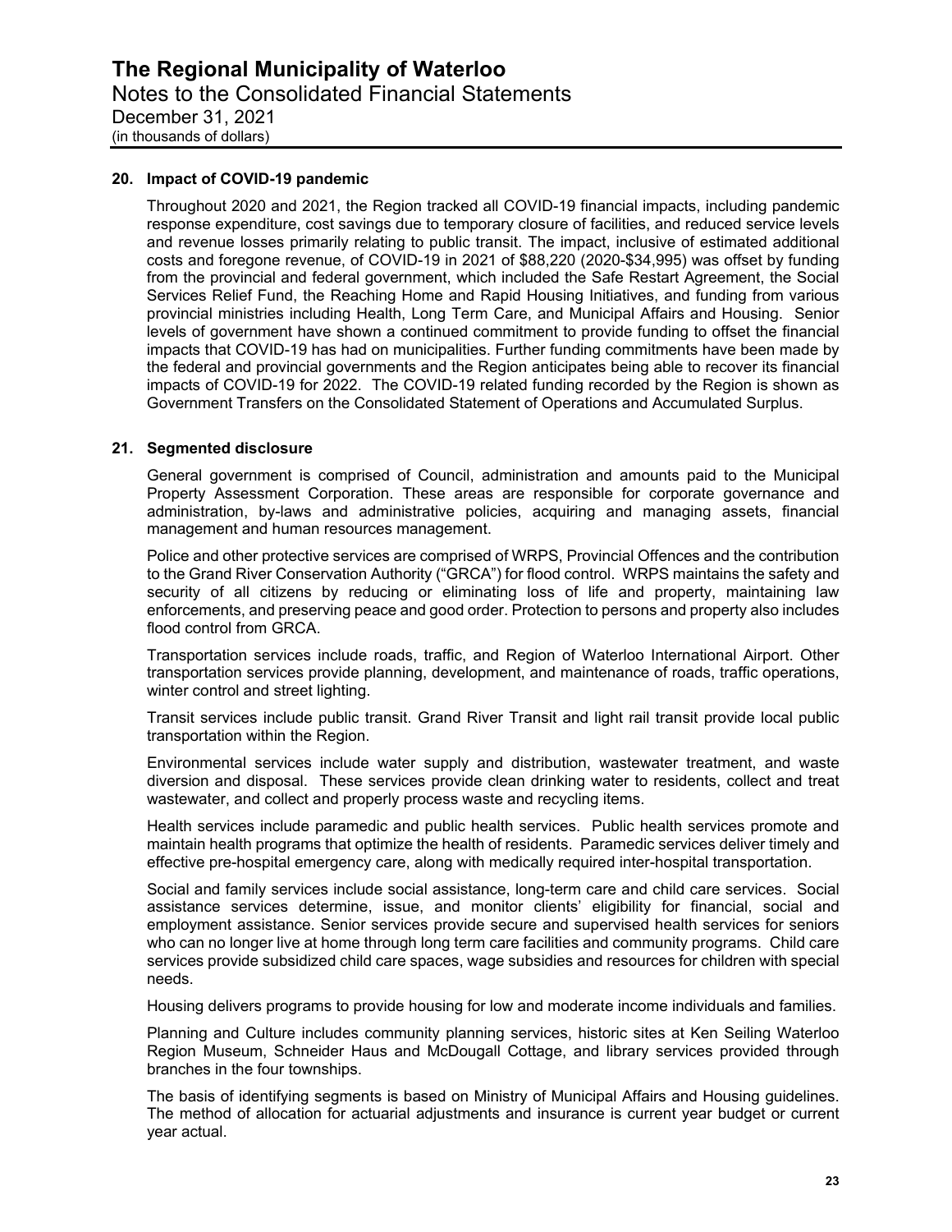## 20. Impact of COVID-19 pandemic

Throughout 2020 and 2021, the Region tracked all COVID-19 financial impacts, including pandemic response expenditure, cost savings due to temporary closure of facilities, and reduced service levels and revenue losses primarily relating to public transit. The impact, inclusive of estimated additional costs and foregone revenue, of COVID-19 in 2021 of $88,220 (2020-$34,995) was offset by funding from the provincial and federal government, which included the Safe Restart Agreement, the Social Services Relief Fund, the Reaching Home and Rapid Housing Initiatives, and funding from various provincial ministries including Health, Long Term Care, and Municipal Affairs and Housing. Senior levels of government have shown a continued commitment to provide funding to offset the financial impacts that COVID-19 has had on municipalities. Further funding commitments have been made by the federal and provincial governments and the Region anticipates being able to recover its financial impacts of COVID-19 for 2022. The COVID-19 related funding recorded by the Region is shown as Government Transfers on the Consolidated Statement of Operations and Accumulated Surplus.

## 21. Segmented disclosure

General government is comprised of Council, administration and amounts paid to the Municipal Property Assessment Corporation. These areas are responsible for corporate governance and administration, by-laws and administrative policies, acquiring and managing assets, financial management and human resources management.

Police and other protective services are comprised of WRPS, Provincial Offences and the contribution to the Grand River Conservation Authority ("GRCA") for flood control. WRPS maintains the safety and security of all citizens by reducing or eliminating loss of life and property, maintaining law enforcements, and preserving peace and good order. Protection to persons and property also includes flood control from GRCA.

Transportation services include roads, traffic, and Region of Waterloo International Airport. Other transportation services provide planning, development, and maintenance of roads, traffic operations, winter control and street lighting.

Transit services include public transit. Grand River Transit and light rail transit provide local public transportation within the Region.

Environmental services include water supply and distribution, wastewater treatment, and waste diversion and disposal. These services provide clean drinking water to residents, collect and treat wastewater, and collect and properly process waste and recycling items.

Health services include paramedic and public health services. Public health services promote and maintain health programs that optimize the health of residents. Paramedic services deliver timely and effective pre-hospital emergency care, along with medically required inter-hospital transportation.

Social and family services include social assistance, long-term care and child care services. Social assistance services determine, issue, and monitor clients' eligibility for financial, social and employment assistance. Senior services provide secure and supervised health services for seniors who can no longer live at home through long term care facilities and community programs. Child care services provide subsidized child care spaces, wage subsidies and resources for children with special needs.

Housing delivers programs to provide housing for low and moderate income individuals and families.

Planning and Culture includes community planning services, historic sites at Ken Seiling Waterloo Region Museum, Schneider Haus and McDougall Cottage, and library services provided through branches in the four townships.

The basis of identifying segments is based on Ministry of Municipal Affairs and Housing guidelines. The method of allocation for actuarial adjustments and insurance is current year budget or current year actual.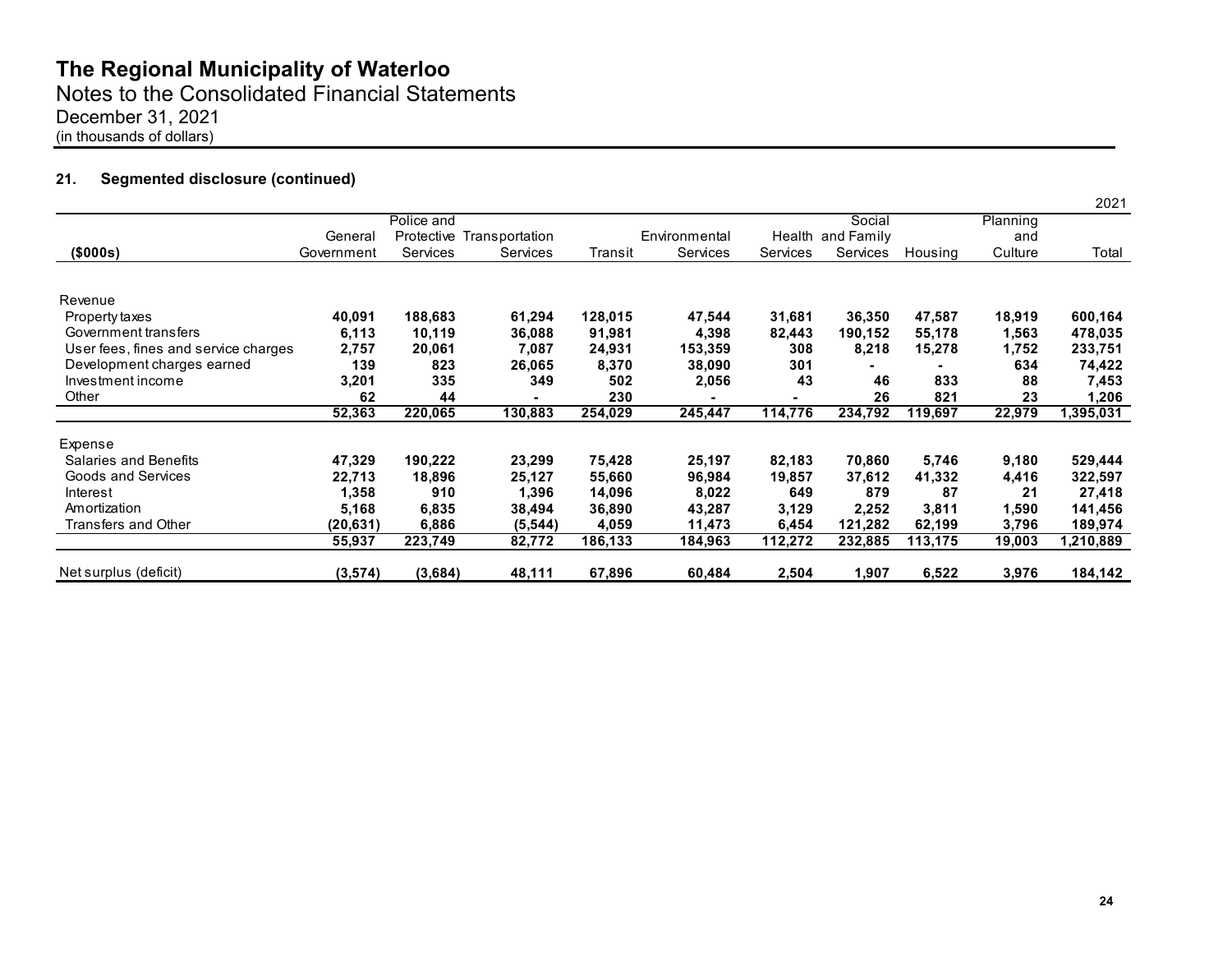# The Regional Municipality of Waterloo

Notes to the Consolidated Financial Statements

December 31, 2021

(in thousands of dollars)

## 21. Segmented disclosure (continued)

2021

| ($000s) | General Government | Police and Protective Services | Transportation Services | Transit | Environmental Services | Health Services | Social and Family Services | Housing | Planning and Culture | Total |
|---|---|---|---|---|---|---|---|---|---|---|
| Revenue | | | | | | | | | | |
| Property taxes | **40,091** | **188,683** | **61,294** | **128,015** | **47,544** | **31,681** | **36,350** | **47,587** | **18,919** | **600,164** |
| Government transfers | **6,113** | **10,119** | **36,088** | **91,981** | **4,398** | **82,443** | **190,152** | **55,178** | **1,563** | **478,035** |
| User fees, fines and service charges | **2,757** | **20,061** | **7,087** | **24,931** | **153,359** | **308** | **8,218** | **15,278** | **1,752** | **233,751** |
| Development charges earned | **139** | **823** | **26,065** | **8,370** | **38,090** | **301** | **-** | **-** | **634** | **74,422** |
| Investment income | **3,201** | **335** | **349** | **502** | **2,056** | **43** | **46** | **833** | **88** | **7,453** |
| Other | **62** | **44** | **-** | **230** | **-** | **-** | **26** | **821** | **23** | **1,206** |
| | **52,363** | **220,065** | **130,883** | **254,029** | **245,447** | **114,776** | **234,792** | **119,697** | **22,979** | **1,395,031** |
| Expense | | | | | | | | | | |
| Salaries and Benefits | **47,329** | **190,222** | **23,299** | **75,428** | **25,197** | **82,183** | **70,860** | **5,746** | **9,180** | **529,444** |
| Goods and Services | **22,713** | **18,896** | **25,127** | **55,660** | **96,984** | **19,857** | **37,612** | **41,332** | **4,416** | **322,597** |
| Interest | **1,358** | **910** | **1,396** | **14,096** | **8,022** | **649** | **879** | **87** | **21** | **27,418** |
| Amortization | **5,168** | **6,835** | **38,494** | **36,890** | **43,287** | **3,129** | **2,252** | **3,811** | **1,590** | **141,456** |
| Transfers and Other | **(20,631)** | **6,886** | **(5,544)** | **4,059** | **11,473** | **6,454** | **121,282** | **62,199** | **3,796** | **189,974** |
| | **55,937** | **223,749** | **82,772** | **186,133** | **184,963** | **112,272** | **232,885** | **113,175** | **19,003** | **1,210,889** |
| Net surplus (deficit) | **(3,574)** | **(3,684)** | **48,111** | **67,896** | **60,484** | **2,504** | **1,907** | **6,522** | **3,976** | **184,142** |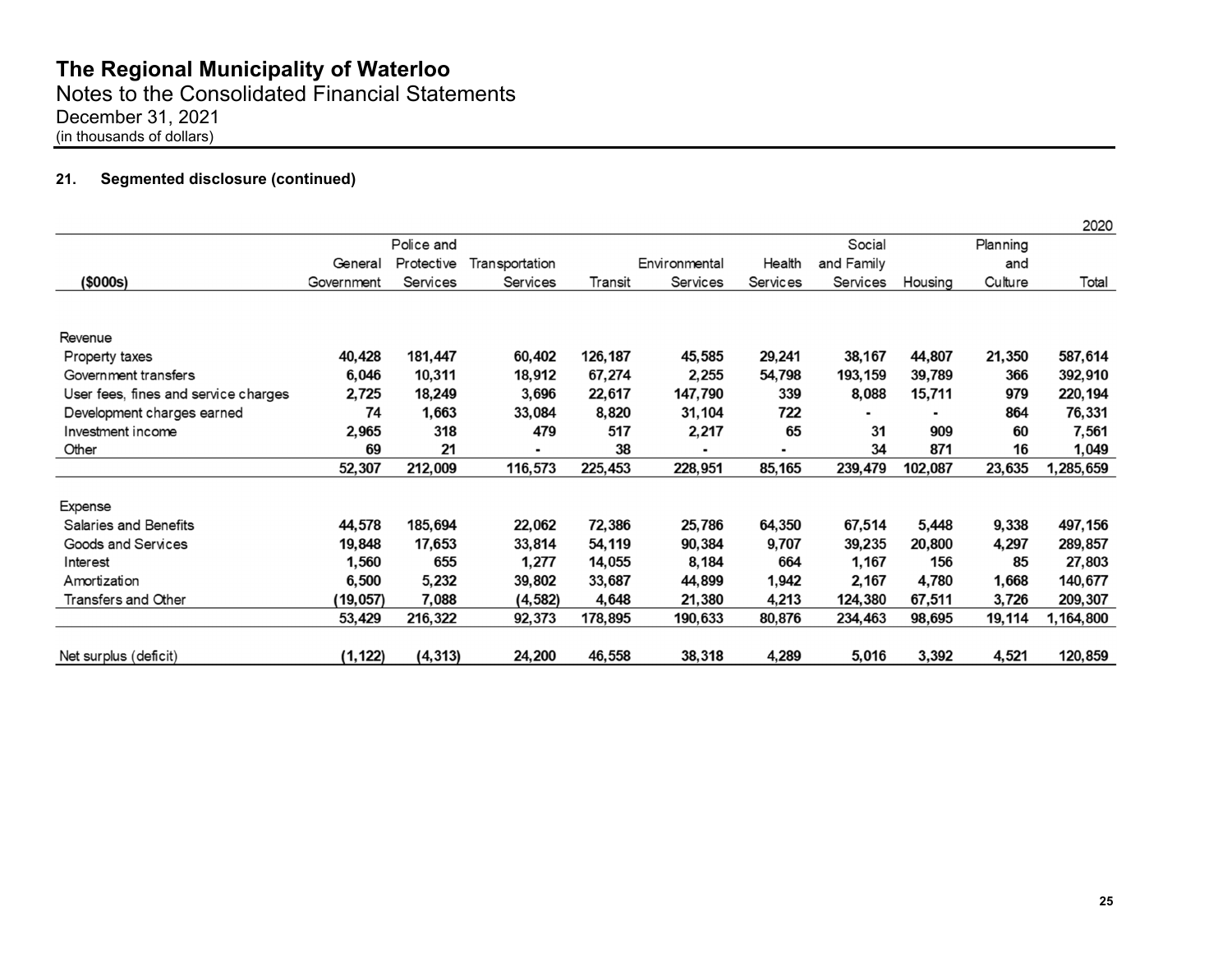# The Regional Municipality of Waterloo

## Notes to the Consolidated Financial Statements

December 31, 2021

(in thousands of dollars)

### 21. Segmented disclosure (continued)

2020

| ($000s) | General Government | Police and Protective Services | Transportation Services | Transit | Environmental Services | Health Services | Social and Family Services | Housing | Planning and Culture | Total |
|---|---|---|---|---|---|---|---|---|---|---|
| Revenue | | | | | | | | | | |
| Property taxes | 40,428 | 181,447 | 60,402 | 126,187 | 45,585 | 29,241 | 38,167 | 44,807 | 21,350 | 587,614 |
| Government transfers | 6,046 | 10,311 | 18,912 | 67,274 | 2,255 | 54,798 | 193,159 | 39,789 | 366 | 392,910 |
| User fees, fines and service charges | 2,725 | 18,249 | 3,696 | 22,617 | 147,790 | 339 | 8,088 | 15,711 | 979 | 220,194 |
| Development charges earned | 74 | 1,663 | 33,084 | 8,820 | 31,104 | 722 | - | - | 864 | 76,331 |
| Investment income | 2,965 | 318 | 479 | 517 | 2,217 | 65 | 31 | 909 | 60 | 7,561 |
| Other | 69 | 21 | - | 38 | - | - | 34 | 871 | 16 | 1,049 |
| | 52,307 | 212,009 | 116,573 | 225,453 | 228,951 | 85,165 | 239,479 | 102,087 | 23,635 | 1,285,659 |
| Expense | | | | | | | | | | |
| Salaries and Benefits | 44,578 | 185,694 | 22,062 | 72,386 | 25,786 | 64,350 | 67,514 | 5,448 | 9,338 | 497,156 |
| Goods and Services | 19,848 | 17,653 | 33,814 | 54,119 | 90,384 | 9,707 | 39,235 | 20,800 | 4,297 | 289,857 |
| Interest | 1,560 | 655 | 1,277 | 14,055 | 8,184 | 664 | 1,167 | 156 | 85 | 27,803 |
| Amortization | 6,500 | 5,232 | 39,802 | 33,687 | 44,899 | 1,942 | 2,167 | 4,780 | 1,668 | 140,677 |
| Transfers and Other | (19,057) | 7,088 | (4,582) | 4,648 | 21,380 | 4,213 | 124,380 | 67,511 | 3,726 | 209,307 |
| | 53,429 | 216,322 | 92,373 | 178,895 | 190,633 | 80,876 | 234,463 | 98,695 | 19,114 | 1,164,800 |
| Net surplus (deficit) | (1,122) | (4,313) | 24,200 | 46,558 | 38,318 | 4,289 | 5,016 | 3,392 | 4,521 | 120,859 |